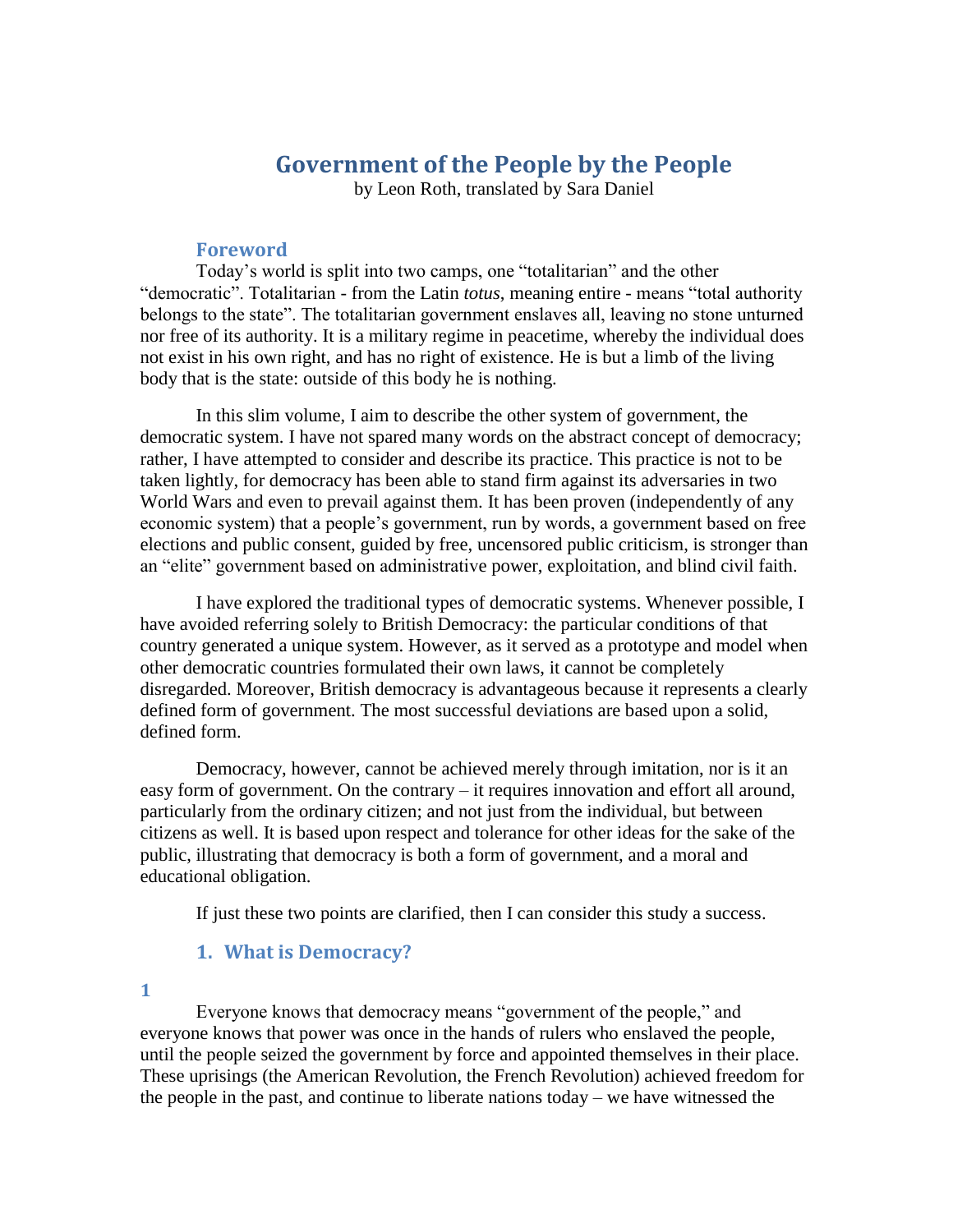# Government of the People by the People

by Leon Roth, translated by Sara Daniel

## Foreword

Today's world is split into two camps, one "totalitarian" and the other "democratic". Totalitarian - from the Latin *totus*, meaning entire - means "total authority belongs to the state". The totalitarian government enslaves all, leaving no stone unturned nor free of its authority. It is a military regime in peacetime, whereby the individual does not exist in his own right, and has no right of existence. He is but a limb of the living body that is the state: outside of this body he is nothing.

In this slim volume, I aim to describe the other system of government, the democratic system. I have not spared many words on the abstract concept of democracy; rather, I have attempted to consider and describe its practice. This practice is not to be taken lightly, for democracy has been able to stand firm against its adversaries in two World Wars and even to prevail against them. It has been proven (independently of any economic system) that a people's government, run by words, a government based on free elections and public consent, guided by free, uncensored public criticism, is stronger than an "elite" government based on administrative power, exploitation, and blind civil faith.

I have explored the traditional types of democratic systems. Whenever possible, I have avoided referring solely to British Democracy: the particular conditions of that country generated a unique system. However, as it served as a prototype and model when other democratic countries formulated their own laws, it cannot be completely disregarded. Moreover, British democracy is advantageous because it represents a clearly defined form of government. The most successful deviations are based upon a solid, defined form.

Democracy, however, cannot be achieved merely through imitation, nor is it an easy form of government. On the contrary – it requires innovation and effort all around, particularly from the ordinary citizen; and not just from the individual, but between citizens as well. It is based upon respect and tolerance for other ideas for the sake of the public, illustrating that democracy is both a form of government, and a moral and educational obligation.

If just these two points are clarified, then I can consider this study a success.

## 1. What is Democracy?

### 1

Everyone knows that democracy means "government of the people," and everyone knows that power was once in the hands of rulers who enslaved the people, until the people seized the government by force and appointed themselves in their place. These uprisings (the American Revolution, the French Revolution) achieved freedom for the people in the past, and continue to liberate nations today – we have witnessed the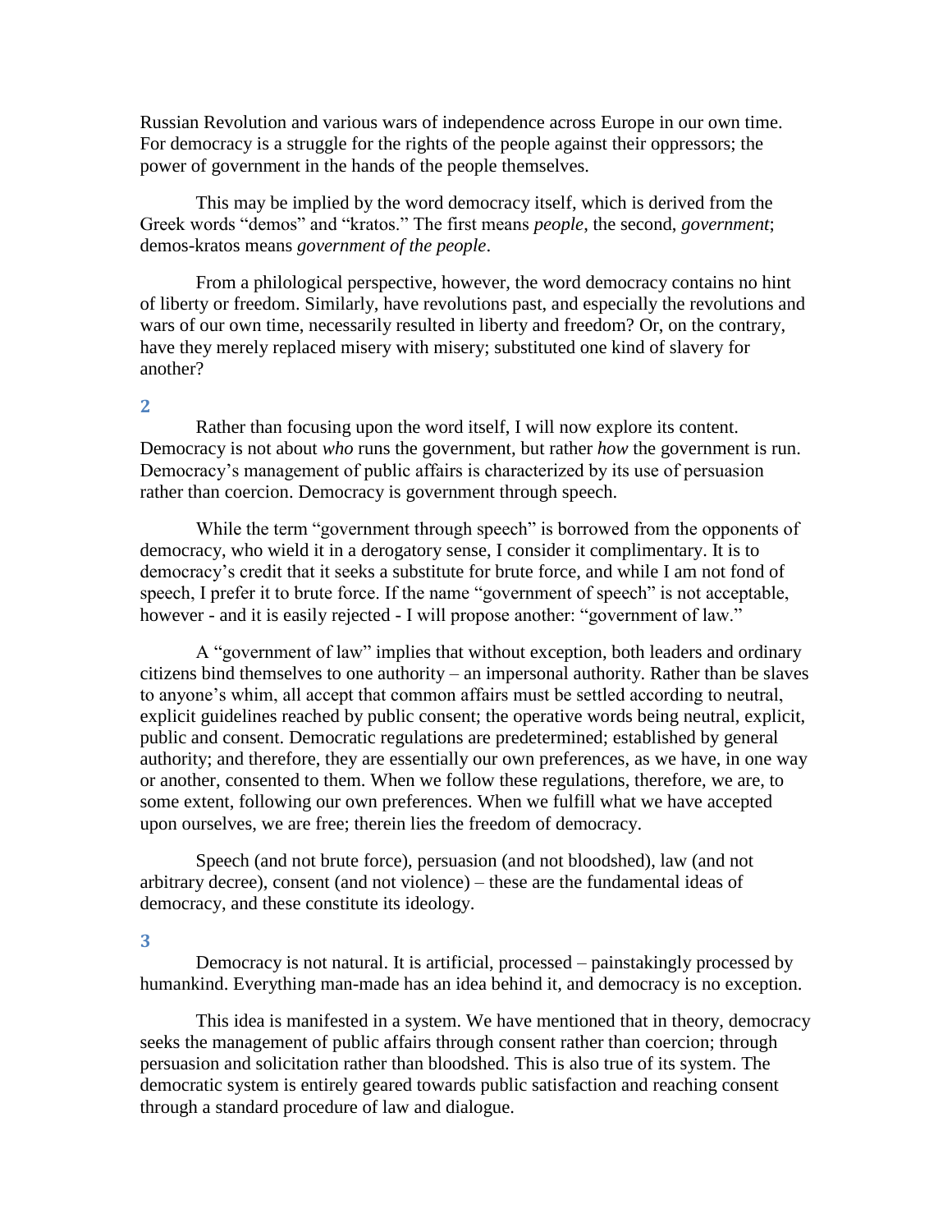Russian Revolution and various wars of independence across Europe in our own time. For democracy is a struggle for the rights of the people against their oppressors; the power of government in the hands of the people themselves.

This may be implied by the word democracy itself, which is derived from the Greek words "demos" and "kratos." The first means *people*, the second, *government*; demos-kratos means *government of the people*.

From a philological perspective, however, the word democracy contains no hint of liberty or freedom. Similarly, have revolutions past, and especially the revolutions and wars of our own time, necessarily resulted in liberty and freedom? Or, on the contrary, have they merely replaced misery with misery; substituted one kind of slavery for another?

## 2

Rather than focusing upon the word itself, I will now explore its content. Democracy is not about *who* runs the government, but rather *how* the government is run. Democracy's management of public affairs is characterized by its use of persuasion rather than coercion. Democracy is government through speech.

While the term "government through speech" is borrowed from the opponents of democracy, who wield it in a derogatory sense, I consider it complimentary. It is to democracy's credit that it seeks a substitute for brute force, and while I am not fond of speech, I prefer it to brute force. If the name "government of speech" is not acceptable, however - and it is easily rejected - I will propose another: "government of law."

A "government of law" implies that without exception, both leaders and ordinary citizens bind themselves to one authority – an impersonal authority. Rather than be slaves to anyone's whim, all accept that common affairs must be settled according to neutral, explicit guidelines reached by public consent; the operative words being neutral, explicit, public and consent. Democratic regulations are predetermined; established by general authority; and therefore, they are essentially our own preferences, as we have, in one way or another, consented to them. When we follow these regulations, therefore, we are, to some extent, following our own preferences. When we fulfill what we have accepted upon ourselves, we are free; therein lies the freedom of democracy.

Speech (and not brute force), persuasion (and not bloodshed), law (and not arbitrary decree), consent (and not violence) – these are the fundamental ideas of democracy, and these constitute its ideology.

## 3

Democracy is not natural. It is artificial, processed – painstakingly processed by humankind. Everything man-made has an idea behind it, and democracy is no exception.

This idea is manifested in a system. We have mentioned that in theory, democracy seeks the management of public affairs through consent rather than coercion; through persuasion and solicitation rather than bloodshed. This is also true of its system. The democratic system is entirely geared towards public satisfaction and reaching consent through a standard procedure of law and dialogue.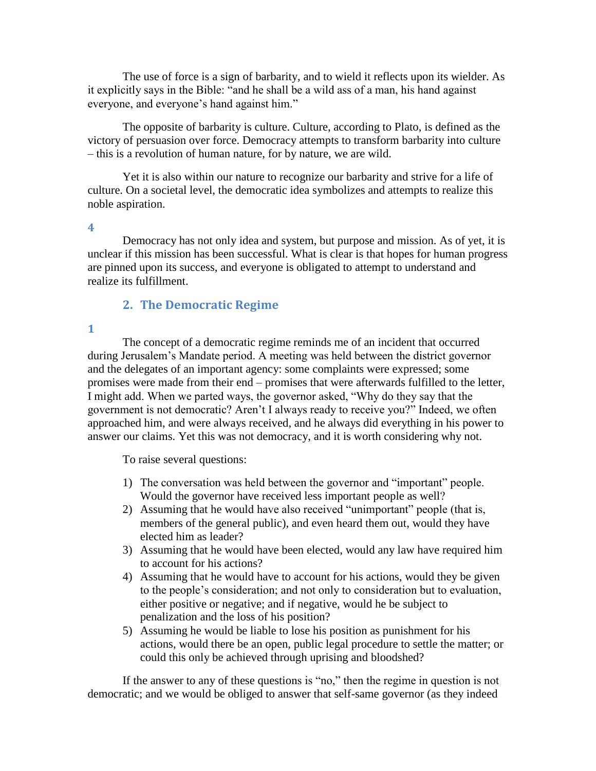The use of force is a sign of barbarity, and to wield it reflects upon its wielder. As it explicitly says in the Bible: “and he shall be a wild ass of a man, his hand against everyone, and everyone’s hand against him.”

The opposite of barbarity is culture. Culture, according to Plato, is defined as the victory of persuasion over force. Democracy attempts to transform barbarity into culture – this is a revolution of human nature, for by nature, we are wild.

Yet it is also within our nature to recognize our barbarity and strive for a life of culture. On a societal level, the democratic idea symbolizes and attempts to realize this noble aspiration.

**4**

Democracy has not only idea and system, but purpose and mission. As of yet, it is unclear if this mission has been successful. What is clear is that hopes for human progress are pinned upon its success, and everyone is obligated to attempt to understand and realize its fulfillment.

## 2. The Democratic Regime

**1**

The concept of a democratic regime reminds me of an incident that occurred during Jerusalem’s Mandate period. A meeting was held between the district governor and the delegates of an important agency: some complaints were expressed; some promises were made from their end – promises that were afterwards fulfilled to the letter, I might add. When we parted ways, the governor asked, “Why do they say that the government is not democratic? Aren’t I always ready to receive you?” Indeed, we often approached him, and were always received, and he always did everything in his power to answer our claims. Yet this was not democracy, and it is worth considering why not.

To raise several questions:

1) The conversation was held between the governor and “important” people. Would the governor have received less important people as well?
2) Assuming that he would have also received “unimportant” people (that is, members of the general public), and even heard them out, would they have elected him as leader?
3) Assuming that he would have been elected, would any law have required him to account for his actions?
4) Assuming that he would have to account for his actions, would they be given to the people’s consideration; and not only to consideration but to evaluation, either positive or negative; and if negative, would he be subject to penalization and the loss of his position?
5) Assuming he would be liable to lose his position as punishment for his actions, would there be an open, public legal procedure to settle the matter; or could this only be achieved through uprising and bloodshed?

If the answer to any of these questions is “no,” then the regime in question is not democratic; and we would be obliged to answer that self-same governor (as they indeed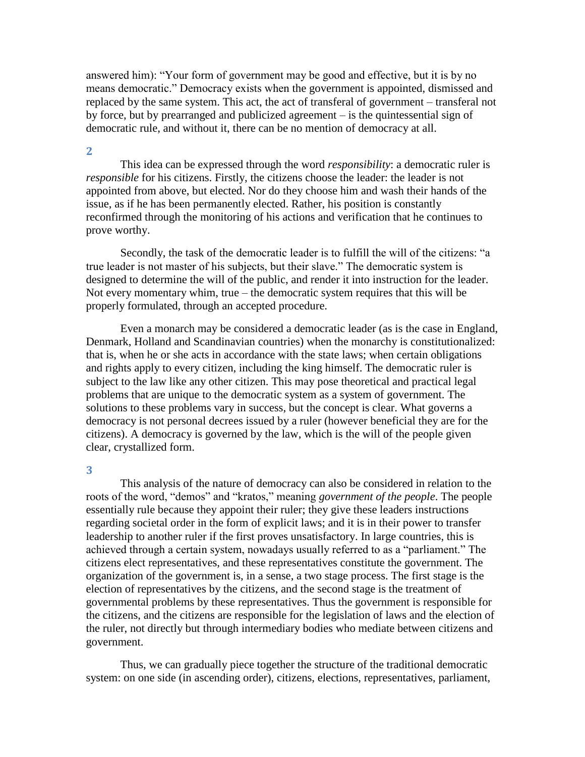answered him): "Your form of government may be good and effective, but it is by no means democratic." Democracy exists when the government is appointed, dismissed and replaced by the same system. This act, the act of transferal of government – transferal not by force, but by prearranged and publicized agreement – is the quintessential sign of democratic rule, and without it, there can be no mention of democracy at all.

## 2

This idea can be expressed through the word *responsibility*: a democratic ruler is *responsible* for his citizens. Firstly, the citizens choose the leader: the leader is not appointed from above, but elected. Nor do they choose him and wash their hands of the issue, as if he has been permanently elected. Rather, his position is constantly reconfirmed through the monitoring of his actions and verification that he continues to prove worthy.

Secondly, the task of the democratic leader is to fulfill the will of the citizens: "a true leader is not master of his subjects, but their slave." The democratic system is designed to determine the will of the public, and render it into instruction for the leader. Not every momentary whim, true – the democratic system requires that this will be properly formulated, through an accepted procedure.

Even a monarch may be considered a democratic leader (as is the case in England, Denmark, Holland and Scandinavian countries) when the monarchy is constitutionalized: that is, when he or she acts in accordance with the state laws; when certain obligations and rights apply to every citizen, including the king himself. The democratic ruler is subject to the law like any other citizen. This may pose theoretical and practical legal problems that are unique to the democratic system as a system of government. The solutions to these problems vary in success, but the concept is clear. What governs a democracy is not personal decrees issued by a ruler (however beneficial they are for the citizens). A democracy is governed by the law, which is the will of the people given clear, crystallized form.

## 3

This analysis of the nature of democracy can also be considered in relation to the roots of the word, "demos" and "kratos," meaning *government of the people*. The people essentially rule because they appoint their ruler; they give these leaders instructions regarding societal order in the form of explicit laws; and it is in their power to transfer leadership to another ruler if the first proves unsatisfactory. In large countries, this is achieved through a certain system, nowadays usually referred to as a "parliament." The citizens elect representatives, and these representatives constitute the government. The organization of the government is, in a sense, a two stage process. The first stage is the election of representatives by the citizens, and the second stage is the treatment of governmental problems by these representatives. Thus the government is responsible for the citizens, and the citizens are responsible for the legislation of laws and the election of the ruler, not directly but through intermediary bodies who mediate between citizens and government.

Thus, we can gradually piece together the structure of the traditional democratic system: on one side (in ascending order), citizens, elections, representatives, parliament,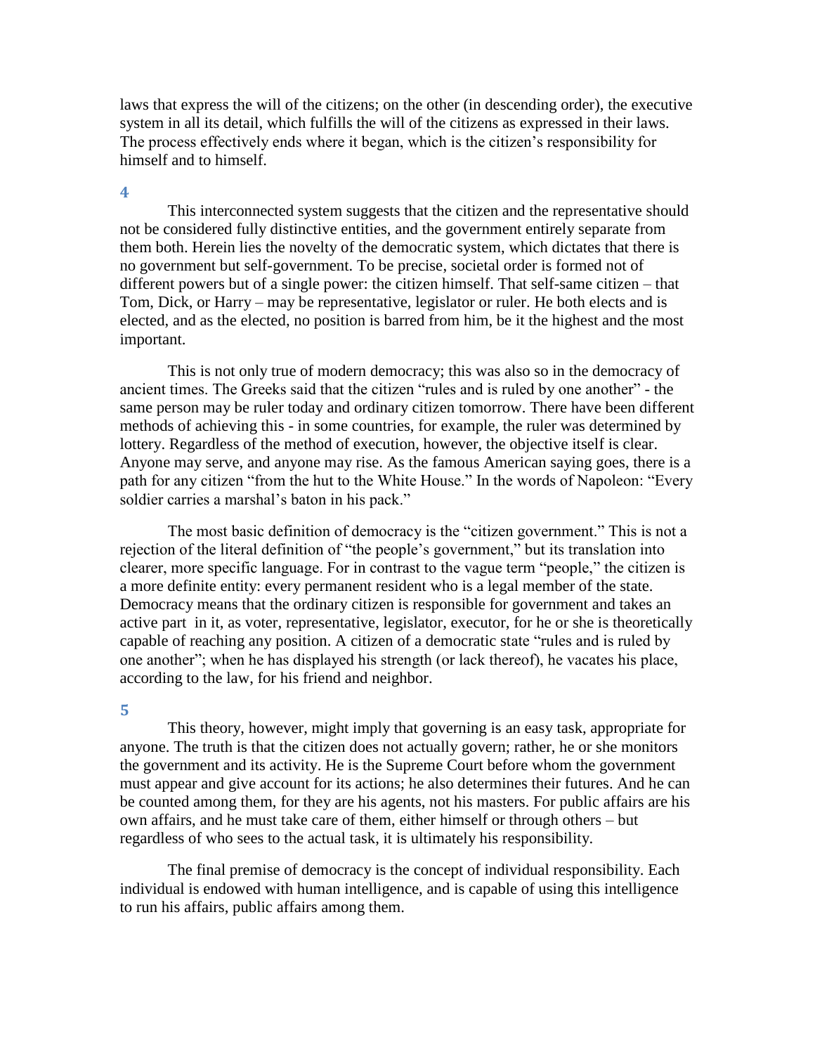laws that express the will of the citizens; on the other (in descending order), the executive system in all its detail, which fulfills the will of the citizens as expressed in their laws. The process effectively ends where it began, which is the citizen's responsibility for himself and to himself.

### 4

This interconnected system suggests that the citizen and the representative should not be considered fully distinctive entities, and the government entirely separate from them both. Herein lies the novelty of the democratic system, which dictates that there is no government but self-government. To be precise, societal order is formed not of different powers but of a single power: the citizen himself. That self-same citizen – that Tom, Dick, or Harry – may be representative, legislator or ruler. He both elects and is elected, and as the elected, no position is barred from him, be it the highest and the most important.

This is not only true of modern democracy; this was also so in the democracy of ancient times. The Greeks said that the citizen "rules and is ruled by one another" - the same person may be ruler today and ordinary citizen tomorrow. There have been different methods of achieving this - in some countries, for example, the ruler was determined by lottery. Regardless of the method of execution, however, the objective itself is clear. Anyone may serve, and anyone may rise. As the famous American saying goes, there is a path for any citizen "from the hut to the White House." In the words of Napoleon: "Every soldier carries a marshal's baton in his pack."

The most basic definition of democracy is the "citizen government." This is not a rejection of the literal definition of "the people's government," but its translation into clearer, more specific language. For in contrast to the vague term "people," the citizen is a more definite entity: every permanent resident who is a legal member of the state. Democracy means that the ordinary citizen is responsible for government and takes an active part in it, as voter, representative, legislator, executor, for he or she is theoretically capable of reaching any position. A citizen of a democratic state "rules and is ruled by one another"; when he has displayed his strength (or lack thereof), he vacates his place, according to the law, for his friend and neighbor.

### 5

This theory, however, might imply that governing is an easy task, appropriate for anyone. The truth is that the citizen does not actually govern; rather, he or she monitors the government and its activity. He is the Supreme Court before whom the government must appear and give account for its actions; he also determines their futures. And he can be counted among them, for they are his agents, not his masters. For public affairs are his own affairs, and he must take care of them, either himself or through others – but regardless of who sees to the actual task, it is ultimately his responsibility.

The final premise of democracy is the concept of individual responsibility. Each individual is endowed with human intelligence, and is capable of using this intelligence to run his affairs, public affairs among them.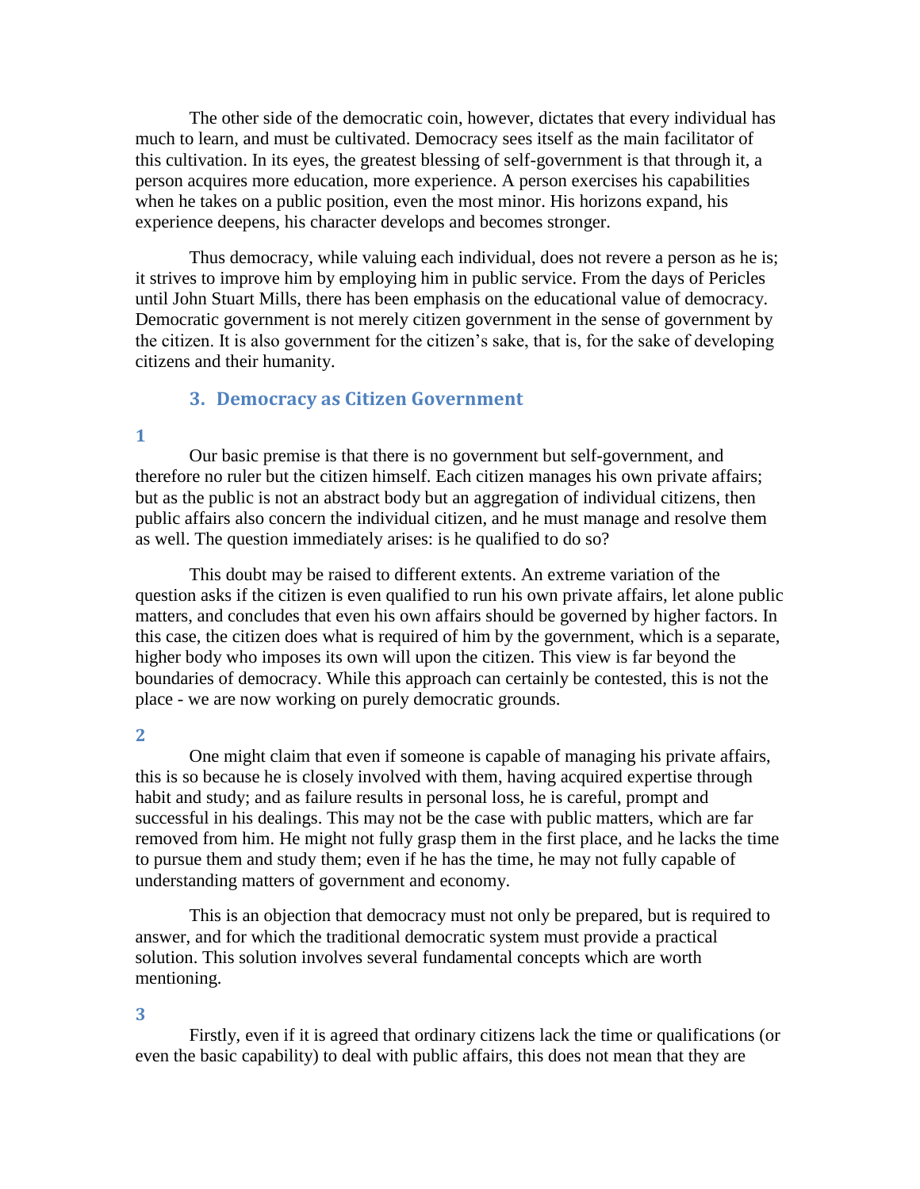The other side of the democratic coin, however, dictates that every individual has much to learn, and must be cultivated. Democracy sees itself as the main facilitator of this cultivation. In its eyes, the greatest blessing of self-government is that through it, a person acquires more education, more experience. A person exercises his capabilities when he takes on a public position, even the most minor. His horizons expand, his experience deepens, his character develops and becomes stronger.

Thus democracy, while valuing each individual, does not revere a person as he is; it strives to improve him by employing him in public service. From the days of Pericles until John Stuart Mills, there has been emphasis on the educational value of democracy. Democratic government is not merely citizen government in the sense of government by the citizen. It is also government for the citizen's sake, that is, for the sake of developing citizens and their humanity.

## 3. Democracy as Citizen Government

**1**

Our basic premise is that there is no government but self-government, and therefore no ruler but the citizen himself. Each citizen manages his own private affairs; but as the public is not an abstract body but an aggregation of individual citizens, then public affairs also concern the individual citizen, and he must manage and resolve them as well. The question immediately arises: is he qualified to do so?

This doubt may be raised to different extents. An extreme variation of the question asks if the citizen is even qualified to run his own private affairs, let alone public matters, and concludes that even his own affairs should be governed by higher factors. In this case, the citizen does what is required of him by the government, which is a separate, higher body who imposes its own will upon the citizen. This view is far beyond the boundaries of democracy. While this approach can certainly be contested, this is not the place - we are now working on purely democratic grounds.

**2**

One might claim that even if someone is capable of managing his private affairs, this is so because he is closely involved with them, having acquired expertise through habit and study; and as failure results in personal loss, he is careful, prompt and successful in his dealings. This may not be the case with public matters, which are far removed from him. He might not fully grasp them in the first place, and he lacks the time to pursue them and study them; even if he has the time, he may not fully capable of understanding matters of government and economy.

This is an objection that democracy must not only be prepared, but is required to answer, and for which the traditional democratic system must provide a practical solution. This solution involves several fundamental concepts which are worth mentioning.

**3**

Firstly, even if it is agreed that ordinary citizens lack the time or qualifications (or even the basic capability) to deal with public affairs, this does not mean that they are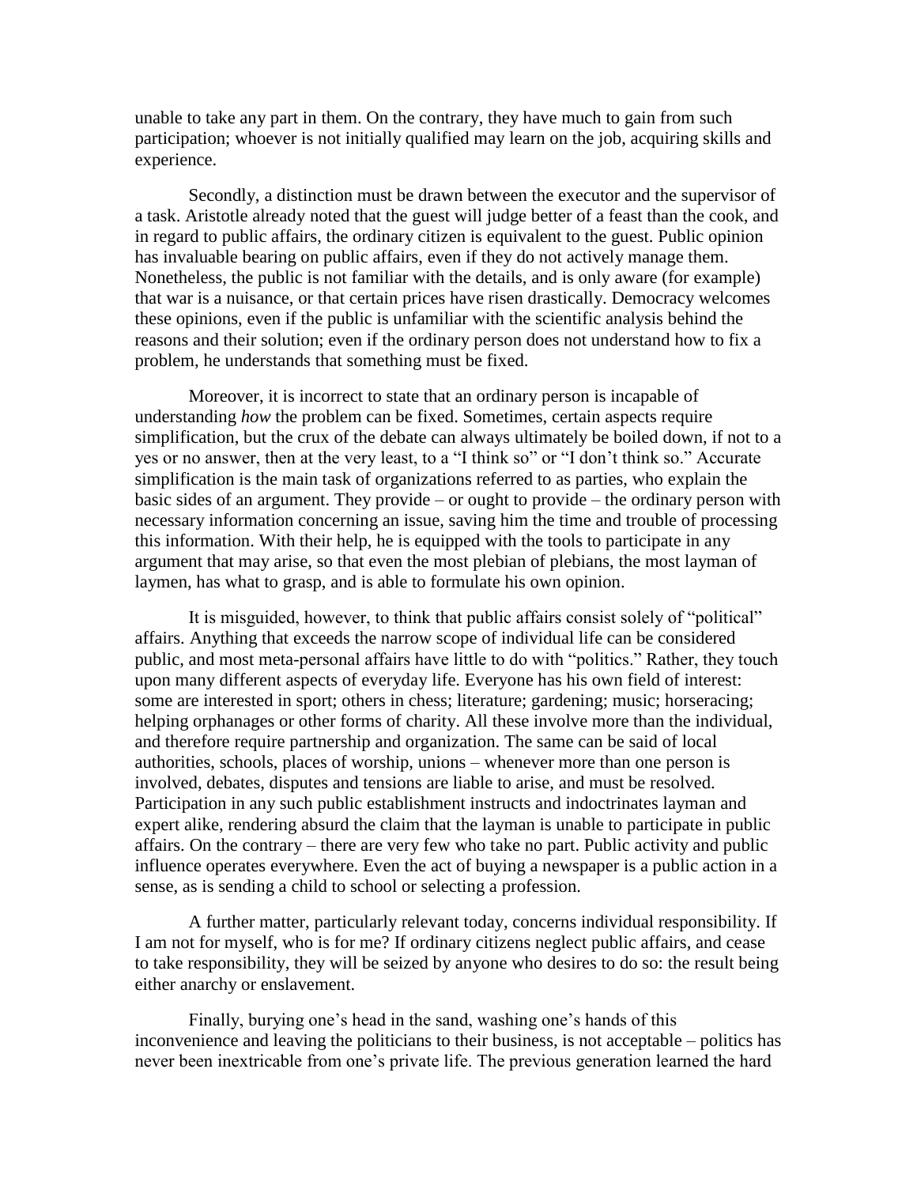unable to take any part in them. On the contrary, they have much to gain from such participation; whoever is not initially qualified may learn on the job, acquiring skills and experience.

Secondly, a distinction must be drawn between the executor and the supervisor of a task. Aristotle already noted that the guest will judge better of a feast than the cook, and in regard to public affairs, the ordinary citizen is equivalent to the guest. Public opinion has invaluable bearing on public affairs, even if they do not actively manage them. Nonetheless, the public is not familiar with the details, and is only aware (for example) that war is a nuisance, or that certain prices have risen drastically. Democracy welcomes these opinions, even if the public is unfamiliar with the scientific analysis behind the reasons and their solution; even if the ordinary person does not understand how to fix a problem, he understands that something must be fixed.

Moreover, it is incorrect to state that an ordinary person is incapable of understanding *how* the problem can be fixed. Sometimes, certain aspects require simplification, but the crux of the debate can always ultimately be boiled down, if not to a yes or no answer, then at the very least, to a "I think so" or "I don't think so." Accurate simplification is the main task of organizations referred to as parties, who explain the basic sides of an argument. They provide – or ought to provide – the ordinary person with necessary information concerning an issue, saving him the time and trouble of processing this information. With their help, he is equipped with the tools to participate in any argument that may arise, so that even the most plebian of plebians, the most layman of laymen, has what to grasp, and is able to formulate his own opinion.

It is misguided, however, to think that public affairs consist solely of "political" affairs. Anything that exceeds the narrow scope of individual life can be considered public, and most meta-personal affairs have little to do with "politics." Rather, they touch upon many different aspects of everyday life. Everyone has his own field of interest: some are interested in sport; others in chess; literature; gardening; music; horseracing; helping orphanages or other forms of charity. All these involve more than the individual, and therefore require partnership and organization. The same can be said of local authorities, schools, places of worship, unions – whenever more than one person is involved, debates, disputes and tensions are liable to arise, and must be resolved. Participation in any such public establishment instructs and indoctrinates layman and expert alike, rendering absurd the claim that the layman is unable to participate in public affairs. On the contrary – there are very few who take no part. Public activity and public influence operates everywhere. Even the act of buying a newspaper is a public action in a sense, as is sending a child to school or selecting a profession.

A further matter, particularly relevant today, concerns individual responsibility. If I am not for myself, who is for me? If ordinary citizens neglect public affairs, and cease to take responsibility, they will be seized by anyone who desires to do so: the result being either anarchy or enslavement.

Finally, burying one's head in the sand, washing one's hands of this inconvenience and leaving the politicians to their business, is not acceptable – politics has never been inextricable from one's private life. The previous generation learned the hard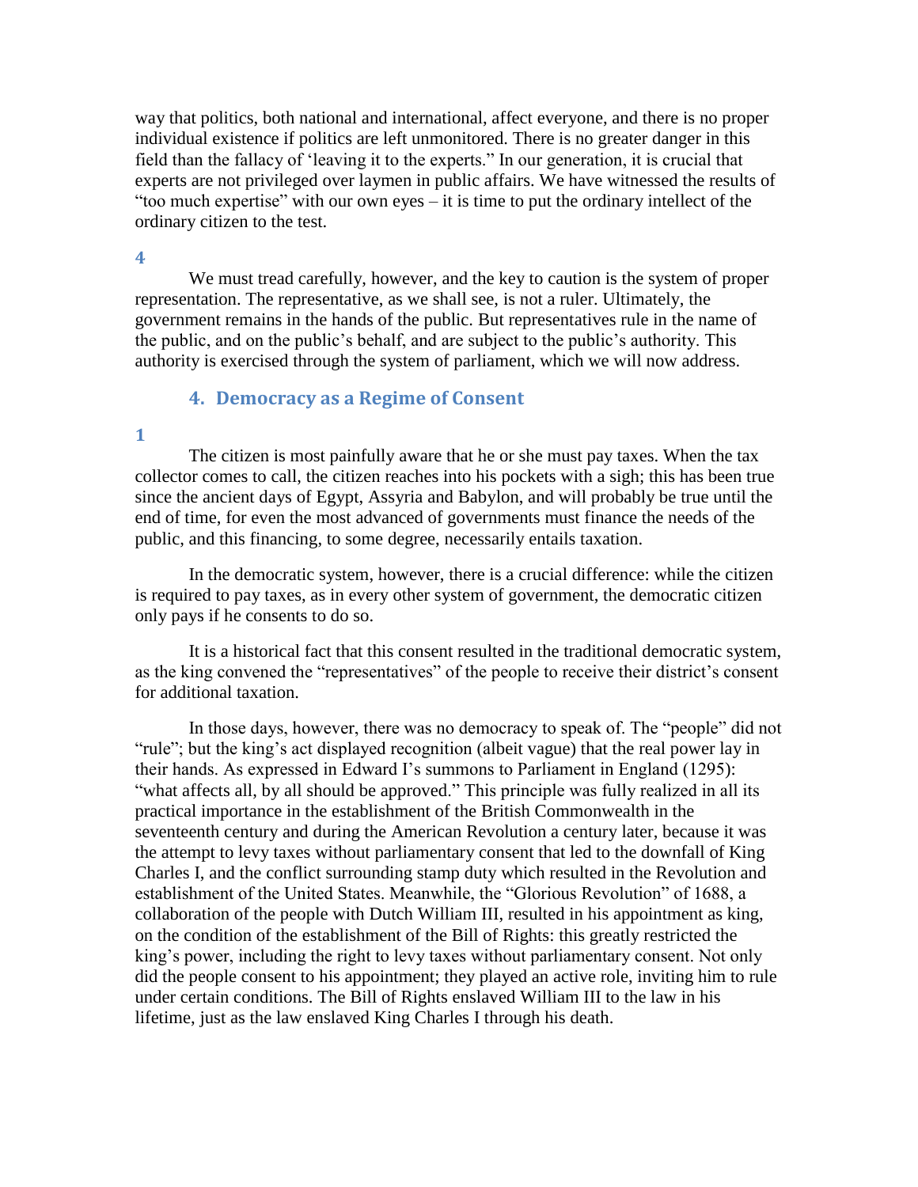way that politics, both national and international, affect everyone, and there is no proper individual existence if politics are left unmonitored. There is no greater danger in this field than the fallacy of 'leaving it to the experts." In our generation, it is crucial that experts are not privileged over laymen in public affairs. We have witnessed the results of "too much expertise" with our own eyes – it is time to put the ordinary intellect of the ordinary citizen to the test.

**4**

We must tread carefully, however, and the key to caution is the system of proper representation. The representative, as we shall see, is not a ruler. Ultimately, the government remains in the hands of the public. But representatives rule in the name of the public, and on the public's behalf, and are subject to the public's authority. This authority is exercised through the system of parliament, which we will now address.

## 4. Democracy as a Regime of Consent

**1**

The citizen is most painfully aware that he or she must pay taxes. When the tax collector comes to call, the citizen reaches into his pockets with a sigh; this has been true since the ancient days of Egypt, Assyria and Babylon, and will probably be true until the end of time, for even the most advanced of governments must finance the needs of the public, and this financing, to some degree, necessarily entails taxation.

In the democratic system, however, there is a crucial difference: while the citizen is required to pay taxes, as in every other system of government, the democratic citizen only pays if he consents to do so.

It is a historical fact that this consent resulted in the traditional democratic system, as the king convened the "representatives" of the people to receive their district's consent for additional taxation.

In those days, however, there was no democracy to speak of. The "people" did not "rule"; but the king's act displayed recognition (albeit vague) that the real power lay in their hands. As expressed in Edward I's summons to Parliament in England (1295): "what affects all, by all should be approved." This principle was fully realized in all its practical importance in the establishment of the British Commonwealth in the seventeenth century and during the American Revolution a century later, because it was the attempt to levy taxes without parliamentary consent that led to the downfall of King Charles I, and the conflict surrounding stamp duty which resulted in the Revolution and establishment of the United States. Meanwhile, the "Glorious Revolution" of 1688, a collaboration of the people with Dutch William III, resulted in his appointment as king, on the condition of the establishment of the Bill of Rights: this greatly restricted the king's power, including the right to levy taxes without parliamentary consent. Not only did the people consent to his appointment; they played an active role, inviting him to rule under certain conditions. The Bill of Rights enslaved William III to the law in his lifetime, just as the law enslaved King Charles I through his death.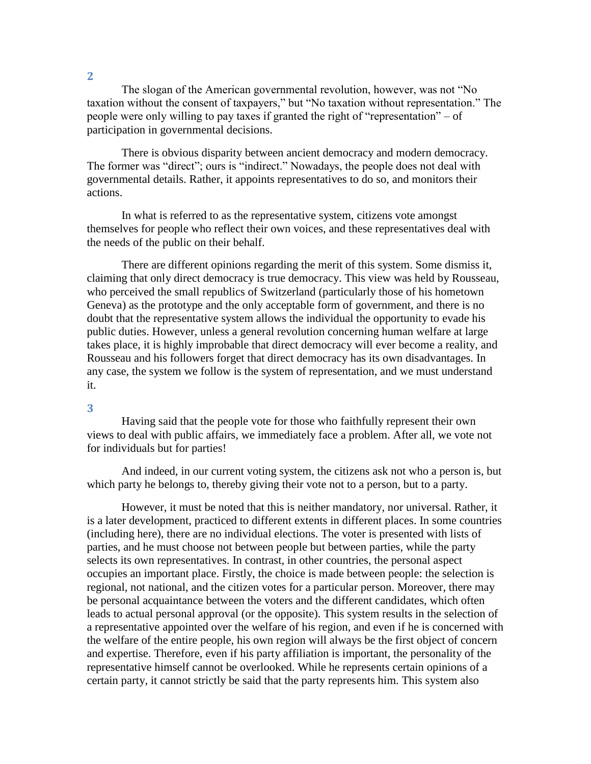## 2

The slogan of the American governmental revolution, however, was not "No taxation without the consent of taxpayers," but "No taxation without representation." The people were only willing to pay taxes if granted the right of "representation" – of participation in governmental decisions.

There is obvious disparity between ancient democracy and modern democracy. The former was "direct"; ours is "indirect." Nowadays, the people does not deal with governmental details. Rather, it appoints representatives to do so, and monitors their actions.

In what is referred to as the representative system, citizens vote amongst themselves for people who reflect their own voices, and these representatives deal with the needs of the public on their behalf.

There are different opinions regarding the merit of this system. Some dismiss it, claiming that only direct democracy is true democracy. This view was held by Rousseau, who perceived the small republics of Switzerland (particularly those of his hometown Geneva) as the prototype and the only acceptable form of government, and there is no doubt that the representative system allows the individual the opportunity to evade his public duties. However, unless a general revolution concerning human welfare at large takes place, it is highly improbable that direct democracy will ever become a reality, and Rousseau and his followers forget that direct democracy has its own disadvantages. In any case, the system we follow is the system of representation, and we must understand it.

## 3

Having said that the people vote for those who faithfully represent their own views to deal with public affairs, we immediately face a problem. After all, we vote not for individuals but for parties!

And indeed, in our current voting system, the citizens ask not who a person is, but which party he belongs to, thereby giving their vote not to a person, but to a party.

However, it must be noted that this is neither mandatory, nor universal. Rather, it is a later development, practiced to different extents in different places. In some countries (including here), there are no individual elections. The voter is presented with lists of parties, and he must choose not between people but between parties, while the party selects its own representatives. In contrast, in other countries, the personal aspect occupies an important place. Firstly, the choice is made between people: the selection is regional, not national, and the citizen votes for a particular person. Moreover, there may be personal acquaintance between the voters and the different candidates, which often leads to actual personal approval (or the opposite). This system results in the selection of a representative appointed over the welfare of his region, and even if he is concerned with the welfare of the entire people, his own region will always be the first object of concern and expertise. Therefore, even if his party affiliation is important, the personality of the representative himself cannot be overlooked. While he represents certain opinions of a certain party, it cannot strictly be said that the party represents him. This system also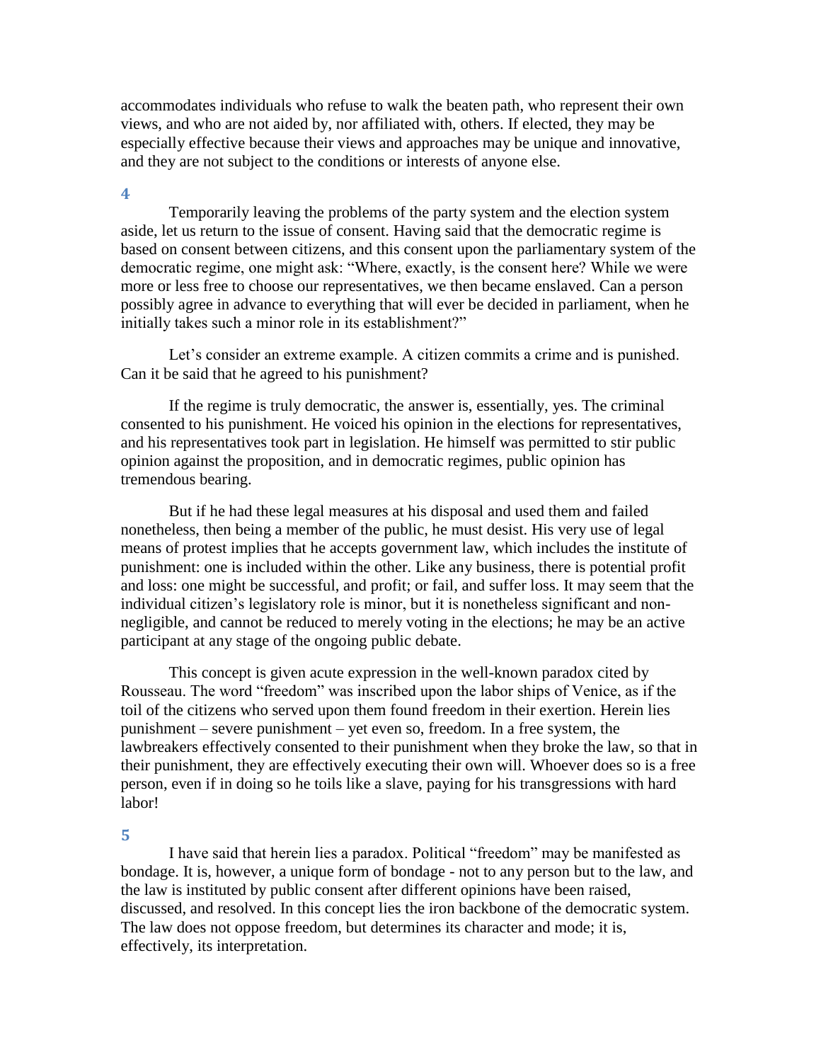accommodates individuals who refuse to walk the beaten path, who represent their own views, and who are not aided by, nor affiliated with, others. If elected, they may be especially effective because their views and approaches may be unique and innovative, and they are not subject to the conditions or interests of anyone else.

### 4

Temporarily leaving the problems of the party system and the election system aside, let us return to the issue of consent. Having said that the democratic regime is based on consent between citizens, and this consent upon the parliamentary system of the democratic regime, one might ask: "Where, exactly, is the consent here? While we were more or less free to choose our representatives, we then became enslaved. Can a person possibly agree in advance to everything that will ever be decided in parliament, when he initially takes such a minor role in its establishment?"

Let's consider an extreme example. A citizen commits a crime and is punished. Can it be said that he agreed to his punishment?

If the regime is truly democratic, the answer is, essentially, yes. The criminal consented to his punishment. He voiced his opinion in the elections for representatives, and his representatives took part in legislation. He himself was permitted to stir public opinion against the proposition, and in democratic regimes, public opinion has tremendous bearing.

But if he had these legal measures at his disposal and used them and failed nonetheless, then being a member of the public, he must desist. His very use of legal means of protest implies that he accepts government law, which includes the institute of punishment: one is included within the other. Like any business, there is potential profit and loss: one might be successful, and profit; or fail, and suffer loss. It may seem that the individual citizen's legislatory role is minor, but it is nonetheless significant and non-negligible, and cannot be reduced to merely voting in the elections; he may be an active participant at any stage of the ongoing public debate.

This concept is given acute expression in the well-known paradox cited by Rousseau. The word "freedom" was inscribed upon the labor ships of Venice, as if the toil of the citizens who served upon them found freedom in their exertion. Herein lies punishment – severe punishment – yet even so, freedom. In a free system, the lawbreakers effectively consented to their punishment when they broke the law, so that in their punishment, they are effectively executing their own will. Whoever does so is a free person, even if in doing so he toils like a slave, paying for his transgressions with hard labor!

### 5

I have said that herein lies a paradox. Political "freedom" may be manifested as bondage. It is, however, a unique form of bondage - not to any person but to the law, and the law is instituted by public consent after different opinions have been raised, discussed, and resolved. In this concept lies the iron backbone of the democratic system. The law does not oppose freedom, but determines its character and mode; it is, effectively, its interpretation.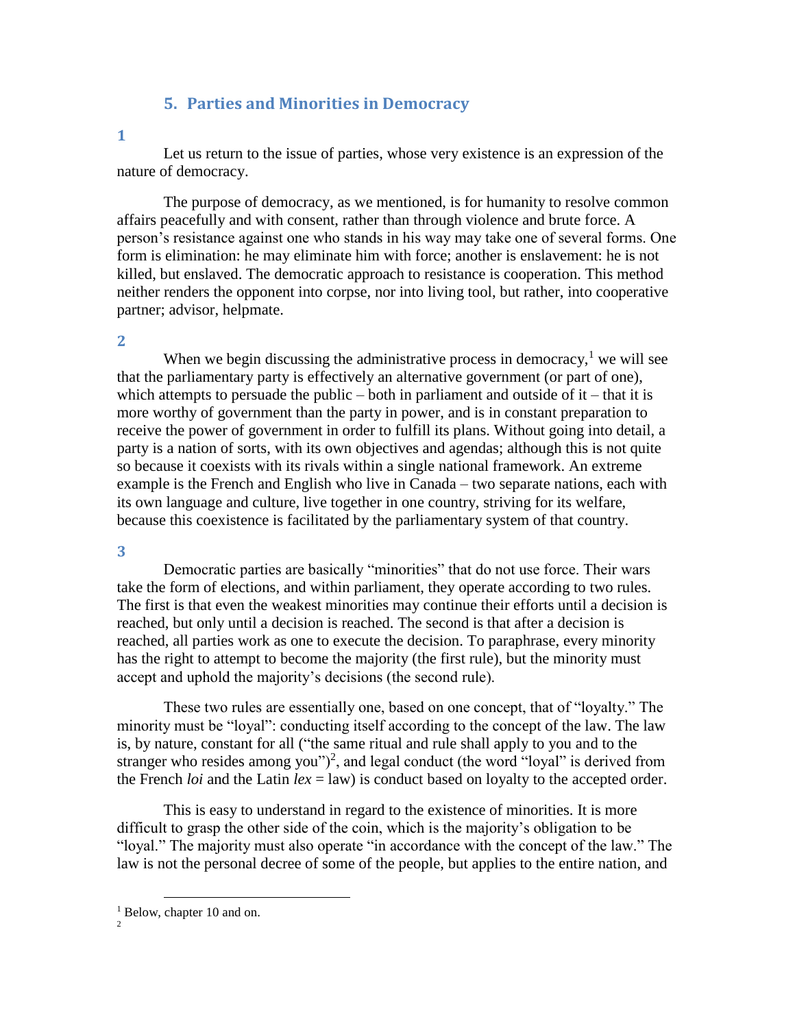## 5. Parties and Minorities in Democracy

**1**

Let us return to the issue of parties, whose very existence is an expression of the nature of democracy.

The purpose of democracy, as we mentioned, is for humanity to resolve common affairs peacefully and with consent, rather than through violence and brute force. A person's resistance against one who stands in his way may take one of several forms. One form is elimination: he may eliminate him with force; another is enslavement: he is not killed, but enslaved. The democratic approach to resistance is cooperation. This method neither renders the opponent into corpse, nor into living tool, but rather, into cooperative partner; advisor, helpmate.

**2**

When we begin discussing the administrative process in democracy,[1] we will see that the parliamentary party is effectively an alternative government (or part of one), which attempts to persuade the public – both in parliament and outside of it – that it is more worthy of government than the party in power, and is in constant preparation to receive the power of government in order to fulfill its plans. Without going into detail, a party is a nation of sorts, with its own objectives and agendas; although this is not quite so because it coexists with its rivals within a single national framework. An extreme example is the French and English who live in Canada – two separate nations, each with its own language and culture, live together in one country, striving for its welfare, because this coexistence is facilitated by the parliamentary system of that country.

**3**

Democratic parties are basically "minorities" that do not use force. Their wars take the form of elections, and within parliament, they operate according to two rules. The first is that even the weakest minorities may continue their efforts until a decision is reached, but only until a decision is reached. The second is that after a decision is reached, all parties work as one to execute the decision. To paraphrase, every minority has the right to attempt to become the majority (the first rule), but the minority must accept and uphold the majority's decisions (the second rule).

These two rules are essentially one, based on one concept, that of "loyalty." The minority must be "loyal": conducting itself according to the concept of the law. The law is, by nature, constant for all ("the same ritual and rule shall apply to you and to the stranger who resides among you")[2], and legal conduct (the word "loyal" is derived from the French *loi* and the Latin *lex* = law) is conduct based on loyalty to the accepted order.

This is easy to understand in regard to the existence of minorities. It is more difficult to grasp the other side of the coin, which is the majority's obligation to be "loyal." The majority must also operate "in accordance with the concept of the law." The law is not the personal decree of some of the people, but applies to the entire nation, and

---

[1] Below, chapter 10 and on.

[2]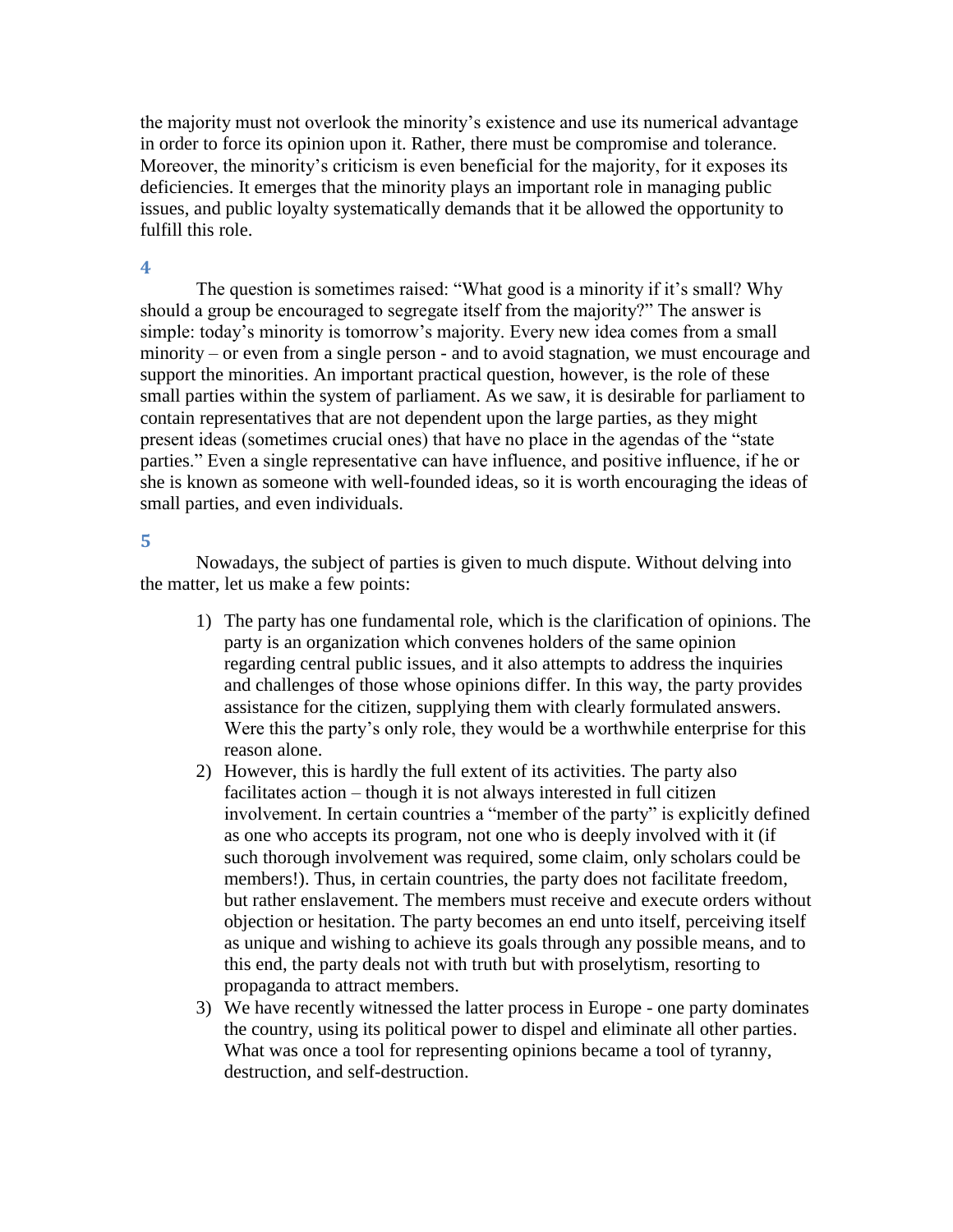the majority must not overlook the minority's existence and use its numerical advantage in order to force its opinion upon it. Rather, there must be compromise and tolerance. Moreover, the minority's criticism is even beneficial for the majority, for it exposes its deficiencies. It emerges that the minority plays an important role in managing public issues, and public loyalty systematically demands that it be allowed the opportunity to fulfill this role.

### 4

The question is sometimes raised: "What good is a minority if it's small? Why should a group be encouraged to segregate itself from the majority?" The answer is simple: today's minority is tomorrow's majority. Every new idea comes from a small minority – or even from a single person - and to avoid stagnation, we must encourage and support the minorities. An important practical question, however, is the role of these small parties within the system of parliament. As we saw, it is desirable for parliament to contain representatives that are not dependent upon the large parties, as they might present ideas (sometimes crucial ones) that have no place in the agendas of the "state parties." Even a single representative can have influence, and positive influence, if he or she is known as someone with well-founded ideas, so it is worth encouraging the ideas of small parties, and even individuals.

### 5

Nowadays, the subject of parties is given to much dispute. Without delving into the matter, let us make a few points:

1) The party has one fundamental role, which is the clarification of opinions. The party is an organization which convenes holders of the same opinion regarding central public issues, and it also attempts to address the inquiries and challenges of those whose opinions differ. In this way, the party provides assistance for the citizen, supplying them with clearly formulated answers. Were this the party's only role, they would be a worthwhile enterprise for this reason alone.
2) However, this is hardly the full extent of its activities. The party also facilitates action – though it is not always interested in full citizen involvement. In certain countries a "member of the party" is explicitly defined as one who accepts its program, not one who is deeply involved with it (if such thorough involvement was required, some claim, only scholars could be members!). Thus, in certain countries, the party does not facilitate freedom, but rather enslavement. The members must receive and execute orders without objection or hesitation. The party becomes an end unto itself, perceiving itself as unique and wishing to achieve its goals through any possible means, and to this end, the party deals not with truth but with proselytism, resorting to propaganda to attract members.
3) We have recently witnessed the latter process in Europe - one party dominates the country, using its political power to dispel and eliminate all other parties. What was once a tool for representing opinions became a tool of tyranny, destruction, and self-destruction.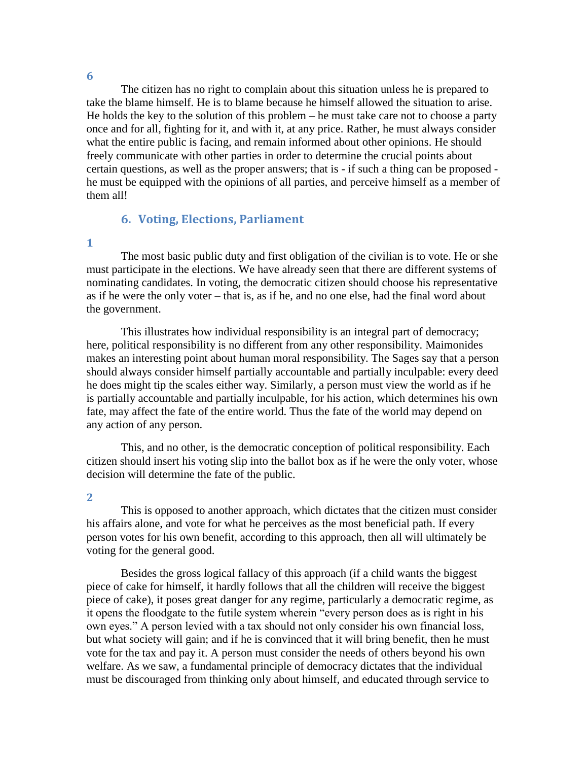**6**

The citizen has no right to complain about this situation unless he is prepared to take the blame himself. He is to blame because he himself allowed the situation to arise. He holds the key to the solution of this problem – he must take care not to choose a party once and for all, fighting for it, and with it, at any price. Rather, he must always consider what the entire public is facing, and remain informed about other opinions. He should freely communicate with other parties in order to determine the crucial points about certain questions, as well as the proper answers; that is - if such a thing can be proposed - he must be equipped with the opinions of all parties, and perceive himself as a member of them all!

## 6. Voting, Elections, Parliament

**1**

The most basic public duty and first obligation of the civilian is to vote. He or she must participate in the elections. We have already seen that there are different systems of nominating candidates. In voting, the democratic citizen should choose his representative as if he were the only voter – that is, as if he, and no one else, had the final word about the government.

This illustrates how individual responsibility is an integral part of democracy; here, political responsibility is no different from any other responsibility. Maimonides makes an interesting point about human moral responsibility. The Sages say that a person should always consider himself partially accountable and partially inculpable: every deed he does might tip the scales either way. Similarly, a person must view the world as if he is partially accountable and partially inculpable, for his action, which determines his own fate, may affect the fate of the entire world. Thus the fate of the world may depend on any action of any person.

This, and no other, is the democratic conception of political responsibility. Each citizen should insert his voting slip into the ballot box as if he were the only voter, whose decision will determine the fate of the public.

**2**

This is opposed to another approach, which dictates that the citizen must consider his affairs alone, and vote for what he perceives as the most beneficial path. If every person votes for his own benefit, according to this approach, then all will ultimately be voting for the general good.

Besides the gross logical fallacy of this approach (if a child wants the biggest piece of cake for himself, it hardly follows that all the children will receive the biggest piece of cake), it poses great danger for any regime, particularly a democratic regime, as it opens the floodgate to the futile system wherein "every person does as is right in his own eyes." A person levied with a tax should not only consider his own financial loss, but what society will gain; and if he is convinced that it will bring benefit, then he must vote for the tax and pay it. A person must consider the needs of others beyond his own welfare. As we saw, a fundamental principle of democracy dictates that the individual must be discouraged from thinking only about himself, and educated through service to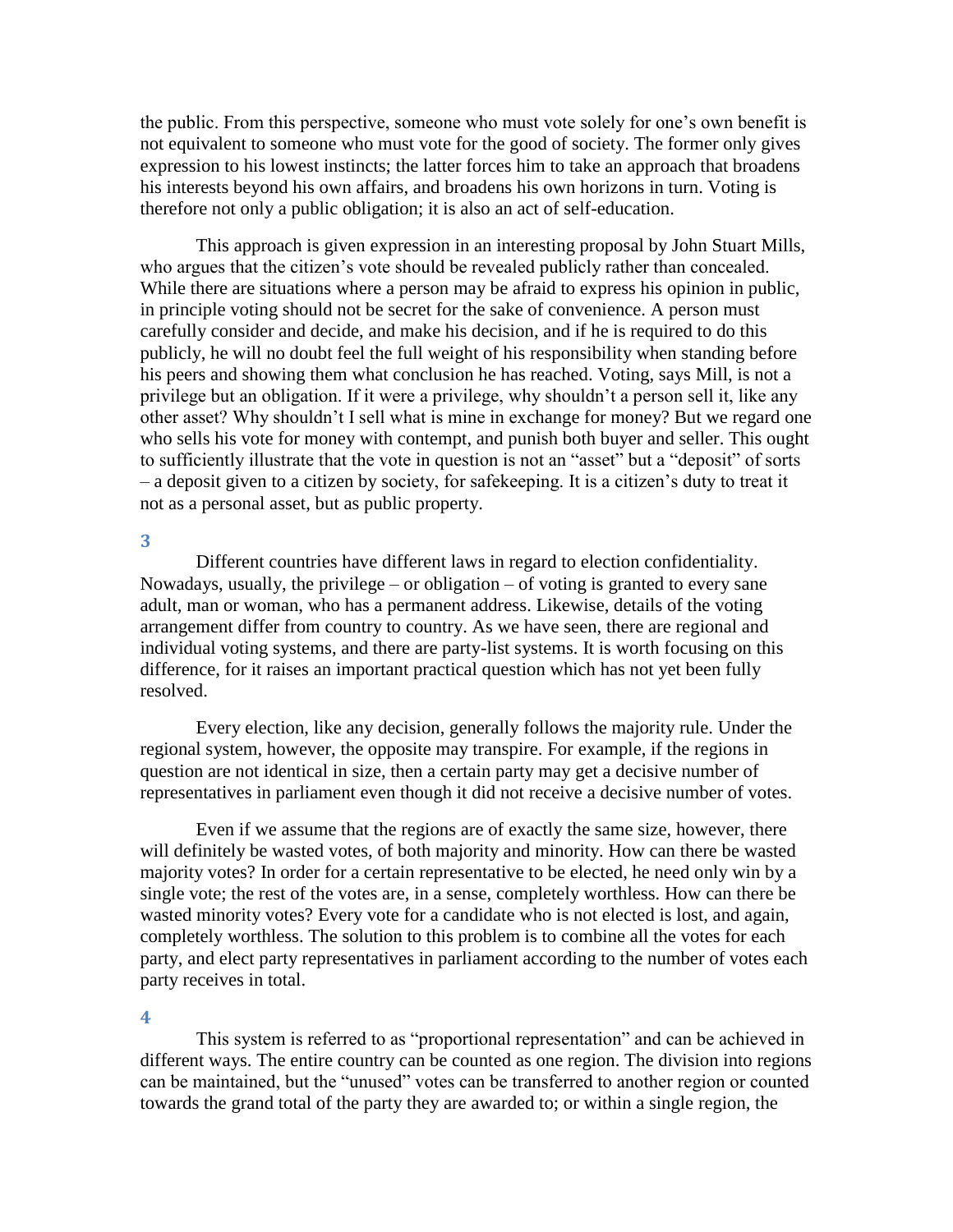the public. From this perspective, someone who must vote solely for one's own benefit is not equivalent to someone who must vote for the good of society. The former only gives expression to his lowest instincts; the latter forces him to take an approach that broadens his interests beyond his own affairs, and broadens his own horizons in turn. Voting is therefore not only a public obligation; it is also an act of self-education.

This approach is given expression in an interesting proposal by John Stuart Mills, who argues that the citizen's vote should be revealed publicly rather than concealed. While there are situations where a person may be afraid to express his opinion in public, in principle voting should not be secret for the sake of convenience. A person must carefully consider and decide, and make his decision, and if he is required to do this publicly, he will no doubt feel the full weight of his responsibility when standing before his peers and showing them what conclusion he has reached. Voting, says Mill, is not a privilege but an obligation. If it were a privilege, why shouldn't a person sell it, like any other asset? Why shouldn't I sell what is mine in exchange for money? But we regard one who sells his vote for money with contempt, and punish both buyer and seller. This ought to sufficiently illustrate that the vote in question is not an "asset" but a "deposit" of sorts – a deposit given to a citizen by society, for safekeeping. It is a citizen's duty to treat it not as a personal asset, but as public property.

### 3

Different countries have different laws in regard to election confidentiality. Nowadays, usually, the privilege – or obligation – of voting is granted to every sane adult, man or woman, who has a permanent address. Likewise, details of the voting arrangement differ from country to country. As we have seen, there are regional and individual voting systems, and there are party-list systems. It is worth focusing on this difference, for it raises an important practical question which has not yet been fully resolved.

Every election, like any decision, generally follows the majority rule. Under the regional system, however, the opposite may transpire. For example, if the regions in question are not identical in size, then a certain party may get a decisive number of representatives in parliament even though it did not receive a decisive number of votes.

Even if we assume that the regions are of exactly the same size, however, there will definitely be wasted votes, of both majority and minority. How can there be wasted majority votes? In order for a certain representative to be elected, he need only win by a single vote; the rest of the votes are, in a sense, completely worthless. How can there be wasted minority votes? Every vote for a candidate who is not elected is lost, and again, completely worthless. The solution to this problem is to combine all the votes for each party, and elect party representatives in parliament according to the number of votes each party receives in total.

### 4

This system is referred to as "proportional representation" and can be achieved in different ways. The entire country can be counted as one region. The division into regions can be maintained, but the "unused" votes can be transferred to another region or counted towards the grand total of the party they are awarded to; or within a single region, the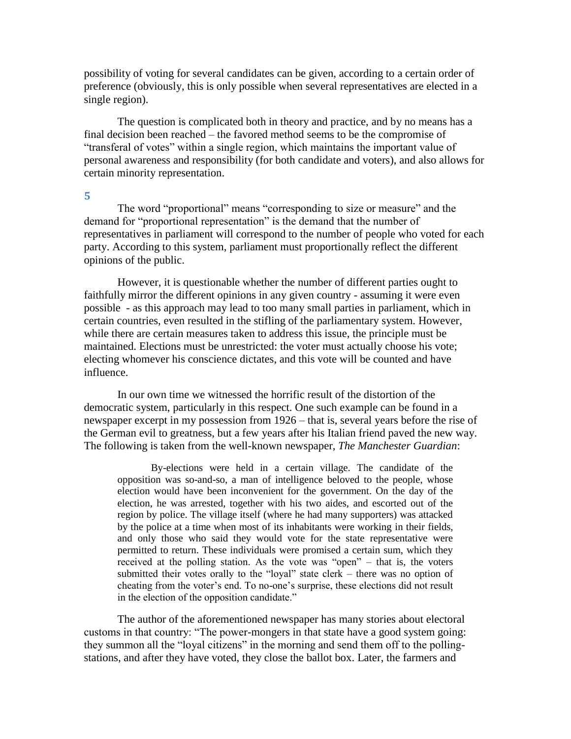possibility of voting for several candidates can be given, according to a certain order of preference (obviously, this is only possible when several representatives are elected in a single region).

The question is complicated both in theory and practice, and by no means has a final decision been reached – the favored method seems to be the compromise of "transferal of votes" within a single region, which maintains the important value of personal awareness and responsibility (for both candidate and voters), and also allows for certain minority representation.

### 5

The word "proportional" means "corresponding to size or measure" and the demand for "proportional representation" is the demand that the number of representatives in parliament will correspond to the number of people who voted for each party. According to this system, parliament must proportionally reflect the different opinions of the public.

However, it is questionable whether the number of different parties ought to faithfully mirror the different opinions in any given country - assuming it were even possible - as this approach may lead to too many small parties in parliament, which in certain countries, even resulted in the stifling of the parliamentary system. However, while there are certain measures taken to address this issue, the principle must be maintained. Elections must be unrestricted: the voter must actually choose his vote; electing whomever his conscience dictates, and this vote will be counted and have influence.

In our own time we witnessed the horrific result of the distortion of the democratic system, particularly in this respect. One such example can be found in a newspaper excerpt in my possession from 1926 – that is, several years before the rise of the German evil to greatness, but a few years after his Italian friend paved the new way. The following is taken from the well-known newspaper, *The Manchester Guardian*:

> By-elections were held in a certain village. The candidate of the opposition was so-and-so, a man of intelligence beloved to the people, whose election would have been inconvenient for the government. On the day of the election, he was arrested, together with his two aides, and escorted out of the region by police. The village itself (where he had many supporters) was attacked by the police at a time when most of its inhabitants were working in their fields, and only those who said they would vote for the state representative were permitted to return. These individuals were promised a certain sum, which they received at the polling station. As the vote was "open" – that is, the voters submitted their votes orally to the "loyal" state clerk – there was no option of cheating from the voter's end. To no-one's surprise, these elections did not result in the election of the opposition candidate."

The author of the aforementioned newspaper has many stories about electoral customs in that country: "The power-mongers in that state have a good system going: they summon all the "loyal citizens" in the morning and send them off to the polling-stations, and after they have voted, they close the ballot box. Later, the farmers and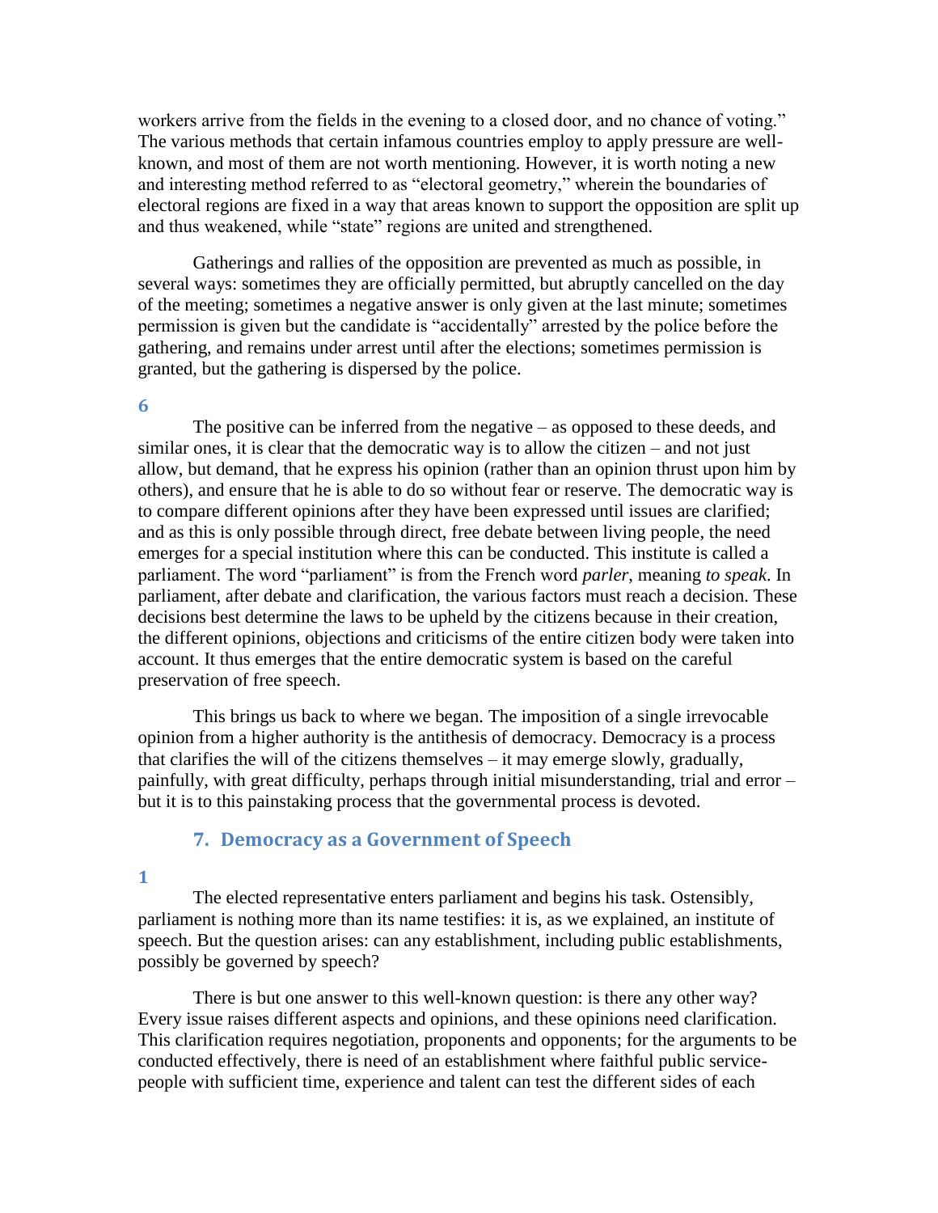workers arrive from the fields in the evening to a closed door, and no chance of voting." The various methods that certain infamous countries employ to apply pressure are well-known, and most of them are not worth mentioning. However, it is worth noting a new and interesting method referred to as "electoral geometry," wherein the boundaries of electoral regions are fixed in a way that areas known to support the opposition are split up and thus weakened, while "state" regions are united and strengthened.

Gatherings and rallies of the opposition are prevented as much as possible, in several ways: sometimes they are officially permitted, but abruptly cancelled on the day of the meeting; sometimes a negative answer is only given at the last minute; sometimes permission is given but the candidate is "accidentally" arrested by the police before the gathering, and remains under arrest until after the elections; sometimes permission is granted, but the gathering is dispersed by the police.

**6**

The positive can be inferred from the negative – as opposed to these deeds, and similar ones, it is clear that the democratic way is to allow the citizen – and not just allow, but demand, that he express his opinion (rather than an opinion thrust upon him by others), and ensure that he is able to do so without fear or reserve. The democratic way is to compare different opinions after they have been expressed until issues are clarified; and as this is only possible through direct, free debate between living people, the need emerges for a special institution where this can be conducted. This institute is called a parliament. The word "parliament" is from the French word *parler*, meaning *to speak*. In parliament, after debate and clarification, the various factors must reach a decision. These decisions best determine the laws to be upheld by the citizens because in their creation, the different opinions, objections and criticisms of the entire citizen body were taken into account. It thus emerges that the entire democratic system is based on the careful preservation of free speech.

This brings us back to where we began. The imposition of a single irrevocable opinion from a higher authority is the antithesis of democracy. Democracy is a process that clarifies the will of the citizens themselves – it may emerge slowly, gradually, painfully, with great difficulty, perhaps through initial misunderstanding, trial and error – but it is to this painstaking process that the governmental process is devoted.

## 7. Democracy as a Government of Speech

**1**

The elected representative enters parliament and begins his task. Ostensibly, parliament is nothing more than its name testifies: it is, as we explained, an institute of speech. But the question arises: can any establishment, including public establishments, possibly be governed by speech?

There is but one answer to this well-known question: is there any other way? Every issue raises different aspects and opinions, and these opinions need clarification. This clarification requires negotiation, proponents and opponents; for the arguments to be conducted effectively, there is need of an establishment where faithful public service-people with sufficient time, experience and talent can test the different sides of each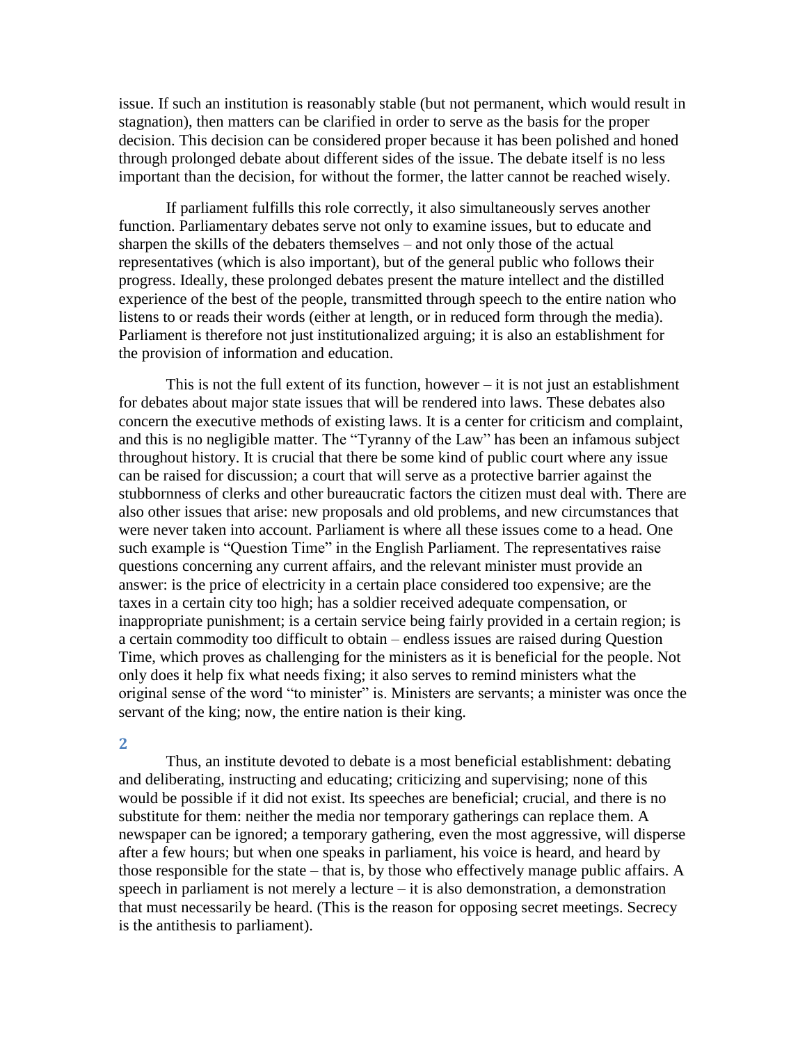issue. If such an institution is reasonably stable (but not permanent, which would result in stagnation), then matters can be clarified in order to serve as the basis for the proper decision. This decision can be considered proper because it has been polished and honed through prolonged debate about different sides of the issue. The debate itself is no less important than the decision, for without the former, the latter cannot be reached wisely.

If parliament fulfills this role correctly, it also simultaneously serves another function. Parliamentary debates serve not only to examine issues, but to educate and sharpen the skills of the debaters themselves – and not only those of the actual representatives (which is also important), but of the general public who follows their progress. Ideally, these prolonged debates present the mature intellect and the distilled experience of the best of the people, transmitted through speech to the entire nation who listens to or reads their words (either at length, or in reduced form through the media). Parliament is therefore not just institutionalized arguing; it is also an establishment for the provision of information and education.

This is not the full extent of its function, however – it is not just an establishment for debates about major state issues that will be rendered into laws. These debates also concern the executive methods of existing laws. It is a center for criticism and complaint, and this is no negligible matter. The "Tyranny of the Law" has been an infamous subject throughout history. It is crucial that there be some kind of public court where any issue can be raised for discussion; a court that will serve as a protective barrier against the stubbornness of clerks and other bureaucratic factors the citizen must deal with. There are also other issues that arise: new proposals and old problems, and new circumstances that were never taken into account. Parliament is where all these issues come to a head. One such example is "Question Time" in the English Parliament. The representatives raise questions concerning any current affairs, and the relevant minister must provide an answer: is the price of electricity in a certain place considered too expensive; are the taxes in a certain city too high; has a soldier received adequate compensation, or inappropriate punishment; is a certain service being fairly provided in a certain region; is a certain commodity too difficult to obtain – endless issues are raised during Question Time, which proves as challenging for the ministers as it is beneficial for the people. Not only does it help fix what needs fixing; it also serves to remind ministers what the original sense of the word "to minister" is. Ministers are servants; a minister was once the servant of the king; now, the entire nation is their king.

## 2

Thus, an institute devoted to debate is a most beneficial establishment: debating and deliberating, instructing and educating; criticizing and supervising; none of this would be possible if it did not exist. Its speeches are beneficial; crucial, and there is no substitute for them: neither the media nor temporary gatherings can replace them. A newspaper can be ignored; a temporary gathering, even the most aggressive, will disperse after a few hours; but when one speaks in parliament, his voice is heard, and heard by those responsible for the state – that is, by those who effectively manage public affairs. A speech in parliament is not merely a lecture – it is also demonstration, a demonstration that must necessarily be heard. (This is the reason for opposing secret meetings. Secrecy is the antithesis to parliament).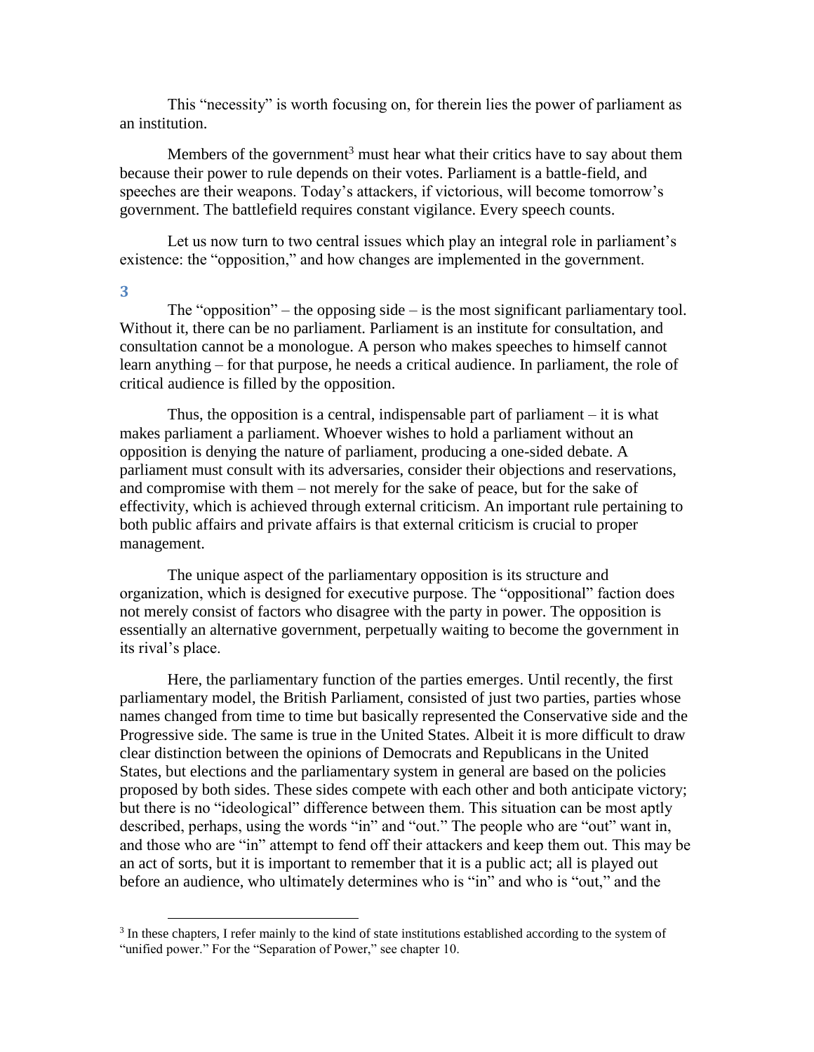This "necessity" is worth focusing on, for therein lies the power of parliament as an institution.

Members of the government[3] must hear what their critics have to say about them because their power to rule depends on their votes. Parliament is a battle-field, and speeches are their weapons. Today's attackers, if victorious, will become tomorrow's government. The battlefield requires constant vigilance. Every speech counts.

Let us now turn to two central issues which play an integral role in parliament's existence: the "opposition," and how changes are implemented in the government.

### 3

The "opposition" – the opposing side – is the most significant parliamentary tool. Without it, there can be no parliament. Parliament is an institute for consultation, and consultation cannot be a monologue. A person who makes speeches to himself cannot learn anything – for that purpose, he needs a critical audience. In parliament, the role of critical audience is filled by the opposition.

Thus, the opposition is a central, indispensable part of parliament – it is what makes parliament a parliament. Whoever wishes to hold a parliament without an opposition is denying the nature of parliament, producing a one-sided debate. A parliament must consult with its adversaries, consider their objections and reservations, and compromise with them – not merely for the sake of peace, but for the sake of effectivity, which is achieved through external criticism. An important rule pertaining to both public affairs and private affairs is that external criticism is crucial to proper management.

The unique aspect of the parliamentary opposition is its structure and organization, which is designed for executive purpose. The "oppositional" faction does not merely consist of factors who disagree with the party in power. The opposition is essentially an alternative government, perpetually waiting to become the government in its rival's place.

Here, the parliamentary function of the parties emerges. Until recently, the first parliamentary model, the British Parliament, consisted of just two parties, parties whose names changed from time to time but basically represented the Conservative side and the Progressive side. The same is true in the United States. Albeit it is more difficult to draw clear distinction between the opinions of Democrats and Republicans in the United States, but elections and the parliamentary system in general are based on the policies proposed by both sides. These sides compete with each other and both anticipate victory; but there is no "ideological" difference between them. This situation can be most aptly described, perhaps, using the words "in" and "out." The people who are "out" want in, and those who are "in" attempt to fend off their attackers and keep them out. This may be an act of sorts, but it is important to remember that it is a public act; all is played out before an audience, who ultimately determines who is "in" and who is "out," and the

[3] In these chapters, I refer mainly to the kind of state institutions established according to the system of "unified power." For the "Separation of Power," see chapter 10.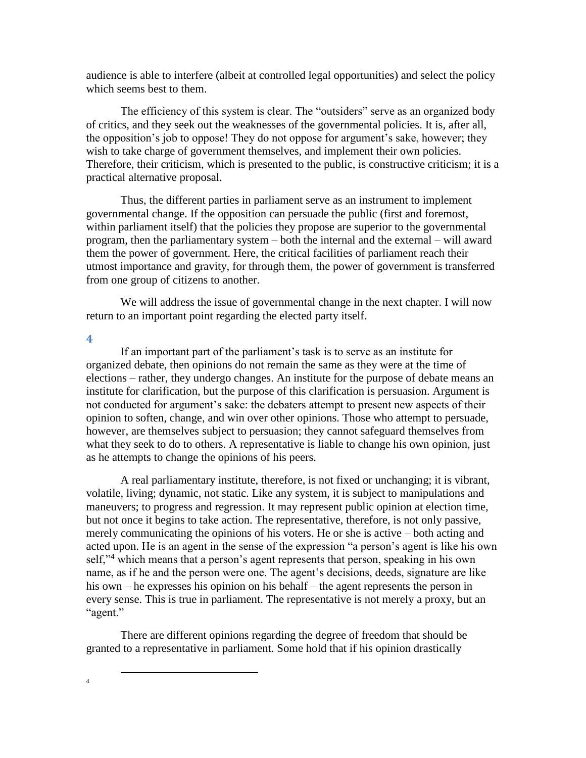audience is able to interfere (albeit at controlled legal opportunities) and select the policy which seems best to them.

The efficiency of this system is clear. The "outsiders" serve as an organized body of critics, and they seek out the weaknesses of the governmental policies. It is, after all, the opposition's job to oppose! They do not oppose for argument's sake, however; they wish to take charge of government themselves, and implement their own policies. Therefore, their criticism, which is presented to the public, is constructive criticism; it is a practical alternative proposal.

Thus, the different parties in parliament serve as an instrument to implement governmental change. If the opposition can persuade the public (first and foremost, within parliament itself) that the policies they propose are superior to the governmental program, then the parliamentary system – both the internal and the external – will award them the power of government. Here, the critical facilities of parliament reach their utmost importance and gravity, for through them, the power of government is transferred from one group of citizens to another.

We will address the issue of governmental change in the next chapter. I will now return to an important point regarding the elected party itself.

### 4

If an important part of the parliament's task is to serve as an institute for organized debate, then opinions do not remain the same as they were at the time of elections – rather, they undergo changes. An institute for the purpose of debate means an institute for clarification, but the purpose of this clarification is persuasion. Argument is not conducted for argument's sake: the debaters attempt to present new aspects of their opinion to soften, change, and win over other opinions. Those who attempt to persuade, however, are themselves subject to persuasion; they cannot safeguard themselves from what they seek to do to others. A representative is liable to change his own opinion, just as he attempts to change the opinions of his peers.

A real parliamentary institute, therefore, is not fixed or unchanging; it is vibrant, volatile, living; dynamic, not static. Like any system, it is subject to manipulations and maneuvers; to progress and regression. It may represent public opinion at election time, but not once it begins to take action. The representative, therefore, is not only passive, merely communicating the opinions of his voters. He or she is active – both acting and acted upon. He is an agent in the sense of the expression "a person's agent is like his own self,"[4] which means that a person's agent represents that person, speaking in his own name, as if he and the person were one. The agent's decisions, deeds, signature are like his own – he expresses his opinion on his behalf – the agent represents the person in every sense. This is true in parliament. The representative is not merely a proxy, but an "agent."

There are different opinions regarding the degree of freedom that should be granted to a representative in parliament. Some hold that if his opinion drastically

---

[4]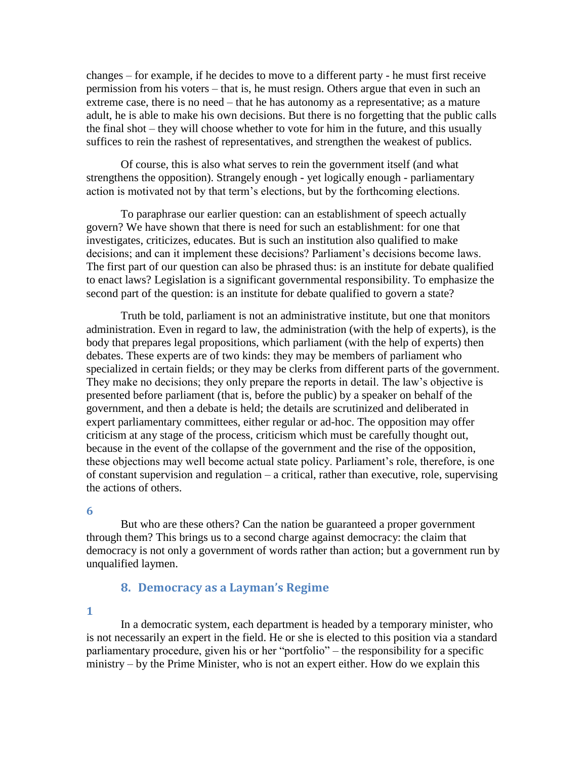changes – for example, if he decides to move to a different party - he must first receive permission from his voters – that is, he must resign. Others argue that even in such an extreme case, there is no need – that he has autonomy as a representative; as a mature adult, he is able to make his own decisions. But there is no forgetting that the public calls the final shot – they will choose whether to vote for him in the future, and this usually suffices to rein the rashest of representatives, and strengthen the weakest of publics.

Of course, this is also what serves to rein the government itself (and what strengthens the opposition). Strangely enough - yet logically enough - parliamentary action is motivated not by that term's elections, but by the forthcoming elections.

To paraphrase our earlier question: can an establishment of speech actually govern? We have shown that there is need for such an establishment: for one that investigates, criticizes, educates. But is such an institution also qualified to make decisions; and can it implement these decisions? Parliament's decisions become laws. The first part of our question can also be phrased thus: is an institute for debate qualified to enact laws? Legislation is a significant governmental responsibility. To emphasize the second part of the question: is an institute for debate qualified to govern a state?

Truth be told, parliament is not an administrative institute, but one that monitors administration. Even in regard to law, the administration (with the help of experts), is the body that prepares legal propositions, which parliament (with the help of experts) then debates. These experts are of two kinds: they may be members of parliament who specialized in certain fields; or they may be clerks from different parts of the government. They make no decisions; they only prepare the reports in detail. The law's objective is presented before parliament (that is, before the public) by a speaker on behalf of the government, and then a debate is held; the details are scrutinized and deliberated in expert parliamentary committees, either regular or ad-hoc. The opposition may offer criticism at any stage of the process, criticism which must be carefully thought out, because in the event of the collapse of the government and the rise of the opposition, these objections may well become actual state policy. Parliament's role, therefore, is one of constant supervision and regulation – a critical, rather than executive, role, supervising the actions of others.

**6**

But who are these others? Can the nation be guaranteed a proper government through them? This brings us to a second charge against democracy: the claim that democracy is not only a government of words rather than action; but a government run by unqualified laymen.

## 8. Democracy as a Layman's Regime

**1**

In a democratic system, each department is headed by a temporary minister, who is not necessarily an expert in the field. He or she is elected to this position via a standard parliamentary procedure, given his or her "portfolio" – the responsibility for a specific ministry – by the Prime Minister, who is not an expert either. How do we explain this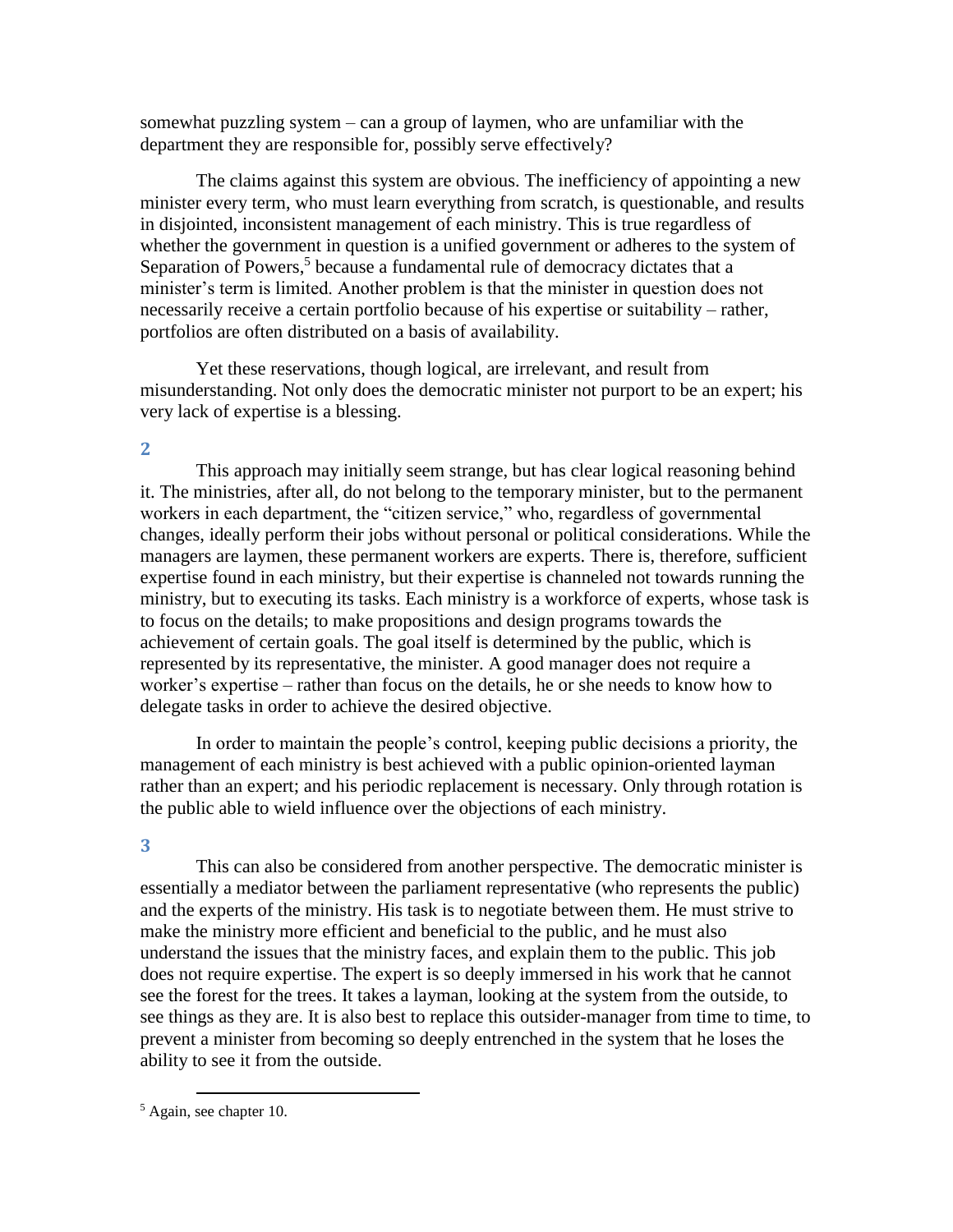somewhat puzzling system – can a group of laymen, who are unfamiliar with the department they are responsible for, possibly serve effectively?

The claims against this system are obvious. The inefficiency of appointing a new minister every term, who must learn everything from scratch, is questionable, and results in disjointed, inconsistent management of each ministry. This is true regardless of whether the government in question is a unified government or adheres to the system of Separation of Powers,[5] because a fundamental rule of democracy dictates that a minister's term is limited. Another problem is that the minister in question does not necessarily receive a certain portfolio because of his expertise or suitability – rather, portfolios are often distributed on a basis of availability.

Yet these reservations, though logical, are irrelevant, and result from misunderstanding. Not only does the democratic minister not purport to be an expert; his very lack of expertise is a blessing.

### 2

This approach may initially seem strange, but has clear logical reasoning behind it. The ministries, after all, do not belong to the temporary minister, but to the permanent workers in each department, the "citizen service," who, regardless of governmental changes, ideally perform their jobs without personal or political considerations. While the managers are laymen, these permanent workers are experts. There is, therefore, sufficient expertise found in each ministry, but their expertise is channeled not towards running the ministry, but to executing its tasks. Each ministry is a workforce of experts, whose task is to focus on the details; to make propositions and design programs towards the achievement of certain goals. The goal itself is determined by the public, which is represented by its representative, the minister. A good manager does not require a worker's expertise – rather than focus on the details, he or she needs to know how to delegate tasks in order to achieve the desired objective.

In order to maintain the people's control, keeping public decisions a priority, the management of each ministry is best achieved with a public opinion-oriented layman rather than an expert; and his periodic replacement is necessary. Only through rotation is the public able to wield influence over the objections of each ministry.

### 3

This can also be considered from another perspective. The democratic minister is essentially a mediator between the parliament representative (who represents the public) and the experts of the ministry. His task is to negotiate between them. He must strive to make the ministry more efficient and beneficial to the public, and he must also understand the issues that the ministry faces, and explain them to the public. This job does not require expertise. The expert is so deeply immersed in his work that he cannot see the forest for the trees. It takes a layman, looking at the system from the outside, to see things as they are. It is also best to replace this outsider-manager from time to time, to prevent a minister from becoming so deeply entrenched in the system that he loses the ability to see it from the outside.

[5] Again, see chapter 10.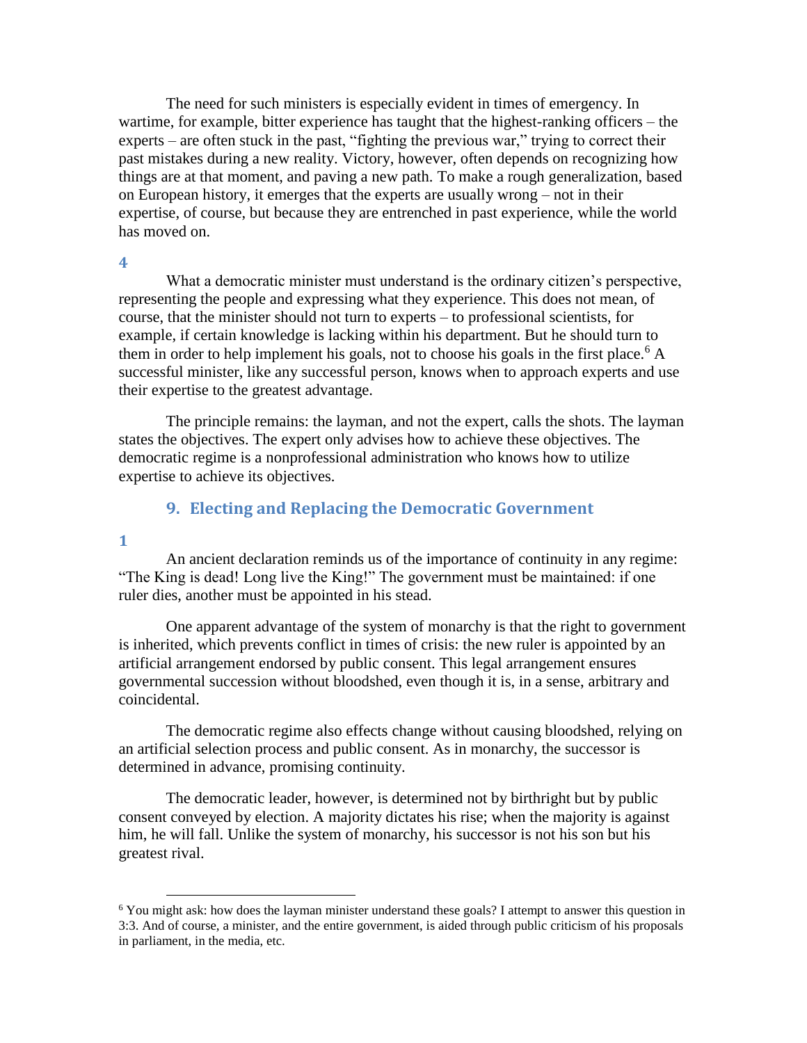The need for such ministers is especially evident in times of emergency. In wartime, for example, bitter experience has taught that the highest-ranking officers – the experts – are often stuck in the past, "fighting the previous war," trying to correct their past mistakes during a new reality. Victory, however, often depends on recognizing how things are at that moment, and paving a new path. To make a rough generalization, based on European history, it emerges that the experts are usually wrong – not in their expertise, of course, but because they are entrenched in past experience, while the world has moved on.

**4**

What a democratic minister must understand is the ordinary citizen's perspective, representing the people and expressing what they experience. This does not mean, of course, that the minister should not turn to experts – to professional scientists, for example, if certain knowledge is lacking within his department. But he should turn to them in order to help implement his goals, not to choose his goals in the first place.[6] A successful minister, like any successful person, knows when to approach experts and use their expertise to the greatest advantage.

The principle remains: the layman, and not the expert, calls the shots. The layman states the objectives. The expert only advises how to achieve these objectives. The democratic regime is a nonprofessional administration who knows how to utilize expertise to achieve its objectives.

## 9. Electing and Replacing the Democratic Government

**1**

An ancient declaration reminds us of the importance of continuity in any regime: "The King is dead! Long live the King!" The government must be maintained: if one ruler dies, another must be appointed in his stead.

One apparent advantage of the system of monarchy is that the right to government is inherited, which prevents conflict in times of crisis: the new ruler is appointed by an artificial arrangement endorsed by public consent. This legal arrangement ensures governmental succession without bloodshed, even though it is, in a sense, arbitrary and coincidental.

The democratic regime also effects change without causing bloodshed, relying on an artificial selection process and public consent. As in monarchy, the successor is determined in advance, promising continuity.

The democratic leader, however, is determined not by birthright but by public consent conveyed by election. A majority dictates his rise; when the majority is against him, he will fall. Unlike the system of monarchy, his successor is not his son but his greatest rival.

---

[6] You might ask: how does the layman minister understand these goals? I attempt to answer this question in 3:3. And of course, a minister, and the entire government, is aided through public criticism of his proposals in parliament, in the media, etc.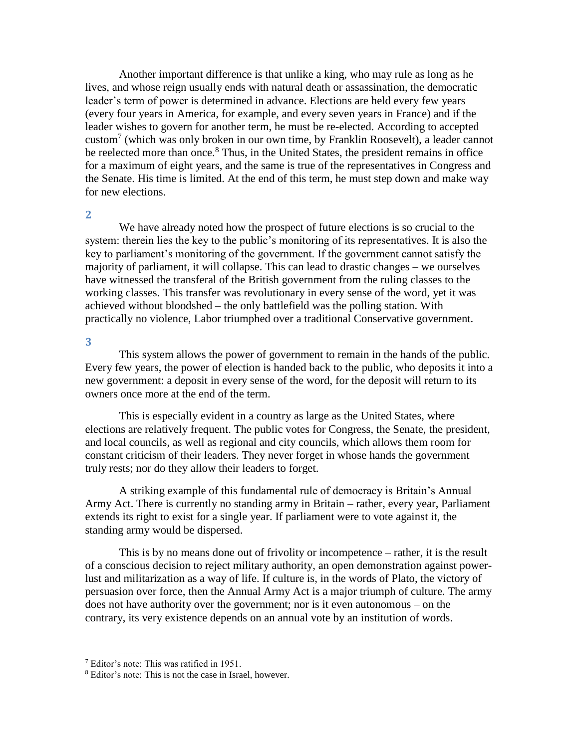Another important difference is that unlike a king, who may rule as long as he lives, and whose reign usually ends with natural death or assassination, the democratic leader's term of power is determined in advance. Elections are held every few years (every four years in America, for example, and every seven years in France) and if the leader wishes to govern for another term, he must be re-elected. According to accepted custom[7] (which was only broken in our own time, by Franklin Roosevelt), a leader cannot be reelected more than once.[8] Thus, in the United States, the president remains in office for a maximum of eight years, and the same is true of the representatives in Congress and the Senate. His time is limited. At the end of this term, he must step down and make way for new elections.

### 2

We have already noted how the prospect of future elections is so crucial to the system: therein lies the key to the public's monitoring of its representatives. It is also the key to parliament's monitoring of the government. If the government cannot satisfy the majority of parliament, it will collapse. This can lead to drastic changes – we ourselves have witnessed the transferal of the British government from the ruling classes to the working classes. This transfer was revolutionary in every sense of the word, yet it was achieved without bloodshed – the only battlefield was the polling station. With practically no violence, Labor triumphed over a traditional Conservative government.

### 3

This system allows the power of government to remain in the hands of the public. Every few years, the power of election is handed back to the public, who deposits it into a new government: a deposit in every sense of the word, for the deposit will return to its owners once more at the end of the term.

This is especially evident in a country as large as the United States, where elections are relatively frequent. The public votes for Congress, the Senate, the president, and local councils, as well as regional and city councils, which allows them room for constant criticism of their leaders. They never forget in whose hands the government truly rests; nor do they allow their leaders to forget.

A striking example of this fundamental rule of democracy is Britain's Annual Army Act. There is currently no standing army in Britain – rather, every year, Parliament extends its right to exist for a single year. If parliament were to vote against it, the standing army would be dispersed.

This is by no means done out of frivolity or incompetence – rather, it is the result of a conscious decision to reject military authority, an open demonstration against power-lust and militarization as a way of life. If culture is, in the words of Plato, the victory of persuasion over force, then the Annual Army Act is a major triumph of culture. The army does not have authority over the government; nor is it even autonomous – on the contrary, its very existence depends on an annual vote by an institution of words.

---

[7] Editor's note: This was ratified in 1951.

[8] Editor's note: This is not the case in Israel, however.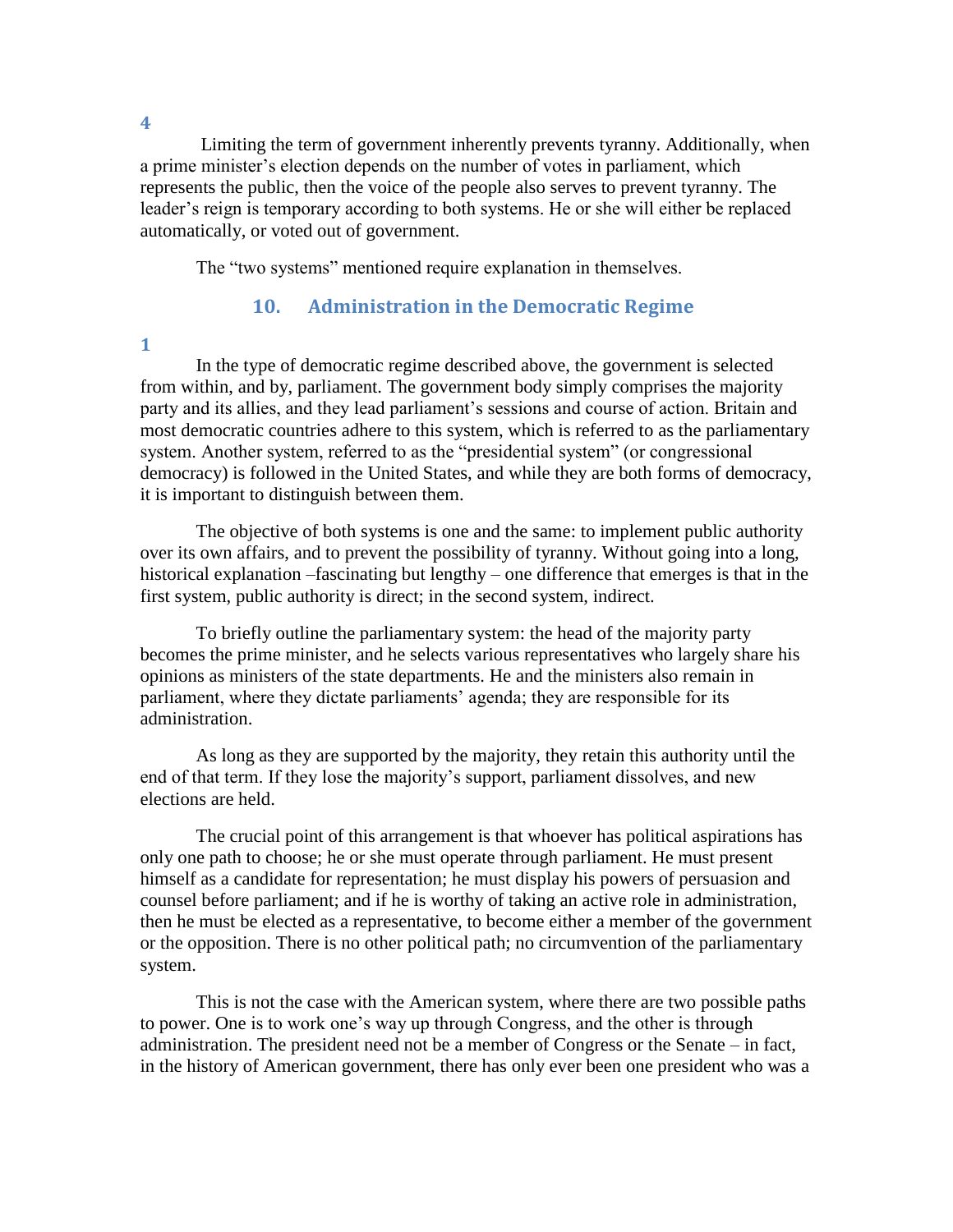4

Limiting the term of government inherently prevents tyranny. Additionally, when a prime minister's election depends on the number of votes in parliament, which represents the public, then the voice of the people also serves to prevent tyranny. The leader's reign is temporary according to both systems. He or she will either be replaced automatically, or voted out of government.

The "two systems" mentioned require explanation in themselves.

## 10. Administration in the Democratic Regime

1

In the type of democratic regime described above, the government is selected from within, and by, parliament. The government body simply comprises the majority party and its allies, and they lead parliament's sessions and course of action. Britain and most democratic countries adhere to this system, which is referred to as the parliamentary system. Another system, referred to as the "presidential system" (or congressional democracy) is followed in the United States, and while they are both forms of democracy, it is important to distinguish between them.

The objective of both systems is one and the same: to implement public authority over its own affairs, and to prevent the possibility of tyranny. Without going into a long, historical explanation –fascinating but lengthy – one difference that emerges is that in the first system, public authority is direct; in the second system, indirect.

To briefly outline the parliamentary system: the head of the majority party becomes the prime minister, and he selects various representatives who largely share his opinions as ministers of the state departments. He and the ministers also remain in parliament, where they dictate parliaments' agenda; they are responsible for its administration.

As long as they are supported by the majority, they retain this authority until the end of that term. If they lose the majority's support, parliament dissolves, and new elections are held.

The crucial point of this arrangement is that whoever has political aspirations has only one path to choose; he or she must operate through parliament. He must present himself as a candidate for representation; he must display his powers of persuasion and counsel before parliament; and if he is worthy of taking an active role in administration, then he must be elected as a representative, to become either a member of the government or the opposition. There is no other political path; no circumvention of the parliamentary system.

This is not the case with the American system, where there are two possible paths to power. One is to work one's way up through Congress, and the other is through administration. The president need not be a member of Congress or the Senate – in fact, in the history of American government, there has only ever been one president who was a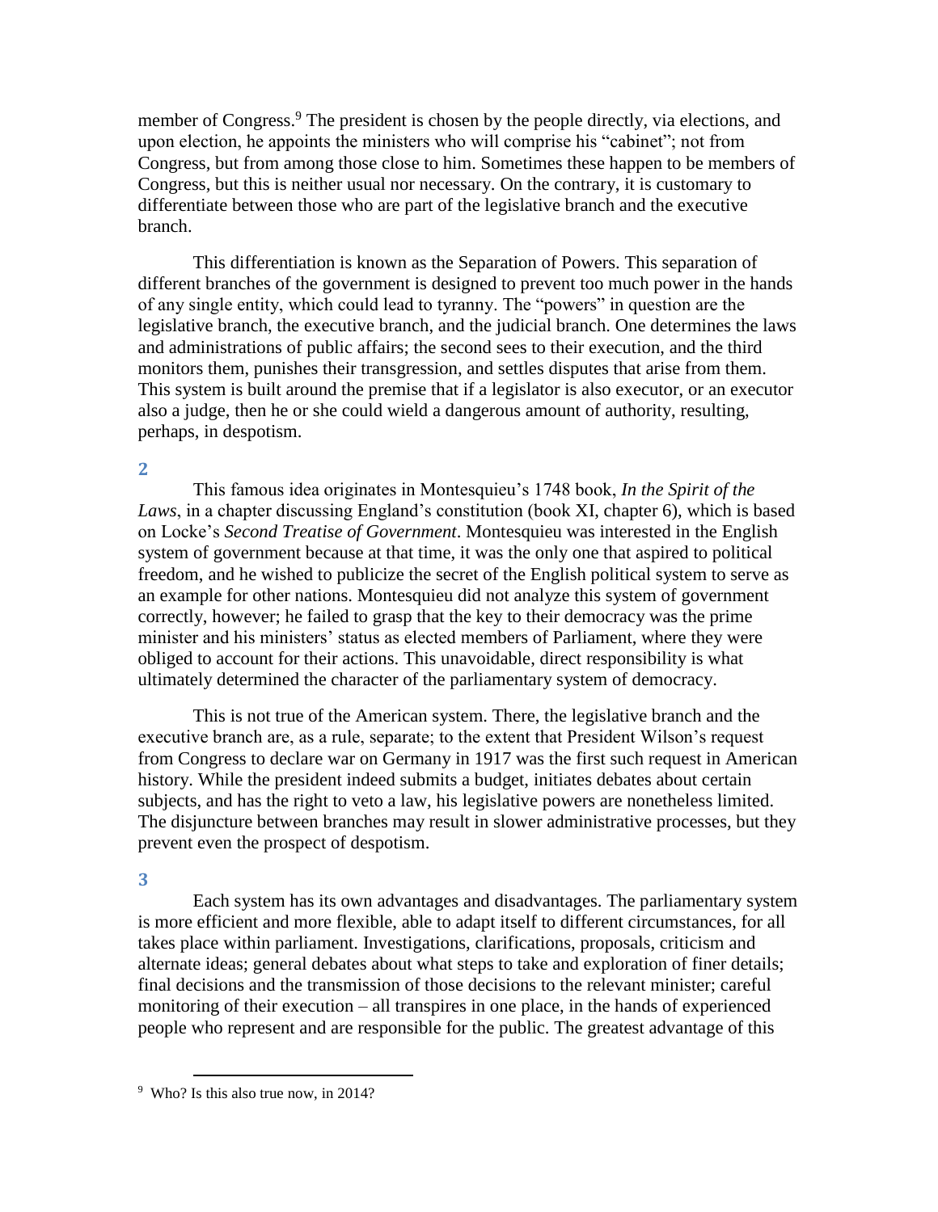member of Congress.[9] The president is chosen by the people directly, via elections, and upon election, he appoints the ministers who will comprise his "cabinet"; not from Congress, but from among those close to him. Sometimes these happen to be members of Congress, but this is neither usual nor necessary. On the contrary, it is customary to differentiate between those who are part of the legislative branch and the executive branch.

This differentiation is known as the Separation of Powers. This separation of different branches of the government is designed to prevent too much power in the hands of any single entity, which could lead to tyranny. The "powers" in question are the legislative branch, the executive branch, and the judicial branch. One determines the laws and administrations of public affairs; the second sees to their execution, and the third monitors them, punishes their transgression, and settles disputes that arise from them. This system is built around the premise that if a legislator is also executor, or an executor also a judge, then he or she could wield a dangerous amount of authority, resulting, perhaps, in despotism.

## 2

This famous idea originates in Montesquieu's 1748 book, *In the Spirit of the Laws*, in a chapter discussing England's constitution (book XI, chapter 6), which is based on Locke's *Second Treatise of Government*. Montesquieu was interested in the English system of government because at that time, it was the only one that aspired to political freedom, and he wished to publicize the secret of the English political system to serve as an example for other nations. Montesquieu did not analyze this system of government correctly, however; he failed to grasp that the key to their democracy was the prime minister and his ministers' status as elected members of Parliament, where they were obliged to account for their actions. This unavoidable, direct responsibility is what ultimately determined the character of the parliamentary system of democracy.

This is not true of the American system. There, the legislative branch and the executive branch are, as a rule, separate; to the extent that President Wilson's request from Congress to declare war on Germany in 1917 was the first such request in American history. While the president indeed submits a budget, initiates debates about certain subjects, and has the right to veto a law, his legislative powers are nonetheless limited. The disjuncture between branches may result in slower administrative processes, but they prevent even the prospect of despotism.

## 3

Each system has its own advantages and disadvantages. The parliamentary system is more efficient and more flexible, able to adapt itself to different circumstances, for all takes place within parliament. Investigations, clarifications, proposals, criticism and alternate ideas; general debates about what steps to take and exploration of finer details; final decisions and the transmission of those decisions to the relevant minister; careful monitoring of their execution – all transpires in one place, in the hands of experienced people who represent and are responsible for the public. The greatest advantage of this

---

[9] Who? Is this also true now, in 2014?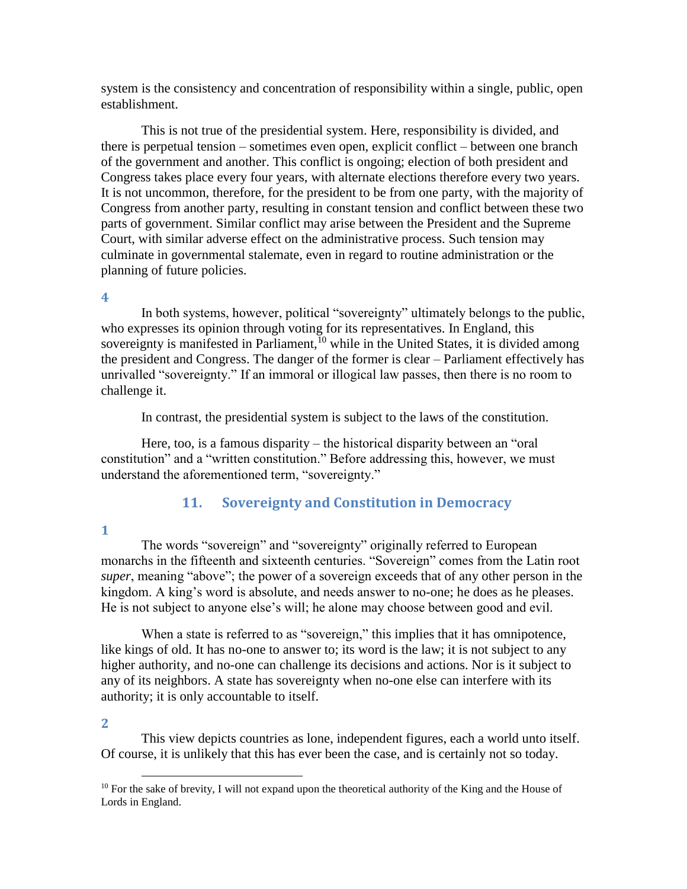system is the consistency and concentration of responsibility within a single, public, open establishment.

This is not true of the presidential system. Here, responsibility is divided, and there is perpetual tension – sometimes even open, explicit conflict – between one branch of the government and another. This conflict is ongoing; election of both president and Congress takes place every four years, with alternate elections therefore every two years. It is not uncommon, therefore, for the president to be from one party, with the majority of Congress from another party, resulting in constant tension and conflict between these two parts of government. Similar conflict may arise between the President and the Supreme Court, with similar adverse effect on the administrative process. Such tension may culminate in governmental stalemate, even in regard to routine administration or the planning of future policies.

**4**

In both systems, however, political "sovereignty" ultimately belongs to the public, who expresses its opinion through voting for its representatives. In England, this sovereignty is manifested in Parliament,[10] while in the United States, it is divided among the president and Congress. The danger of the former is clear – Parliament effectively has unrivalled "sovereignty." If an immoral or illogical law passes, then there is no room to challenge it.

In contrast, the presidential system is subject to the laws of the constitution.

Here, too, is a famous disparity – the historical disparity between an "oral constitution" and a "written constitution." Before addressing this, however, we must understand the aforementioned term, "sovereignty."

## 11. Sovereignty and Constitution in Democracy

**1**

The words "sovereign" and "sovereignty" originally referred to European monarchs in the fifteenth and sixteenth centuries. "Sovereign" comes from the Latin root *super*, meaning "above"; the power of a sovereign exceeds that of any other person in the kingdom. A king's word is absolute, and needs answer to no-one; he does as he pleases. He is not subject to anyone else's will; he alone may choose between good and evil.

When a state is referred to as "sovereign," this implies that it has omnipotence, like kings of old. It has no-one to answer to; its word is the law; it is not subject to any higher authority, and no-one can challenge its decisions and actions. Nor is it subject to any of its neighbors. A state has sovereignty when no-one else can interfere with its authority; it is only accountable to itself.

**2**

This view depicts countries as lone, independent figures, each a world unto itself. Of course, it is unlikely that this has ever been the case, and is certainly not so today.

---

[10] For the sake of brevity, I will not expand upon the theoretical authority of the King and the House of Lords in England.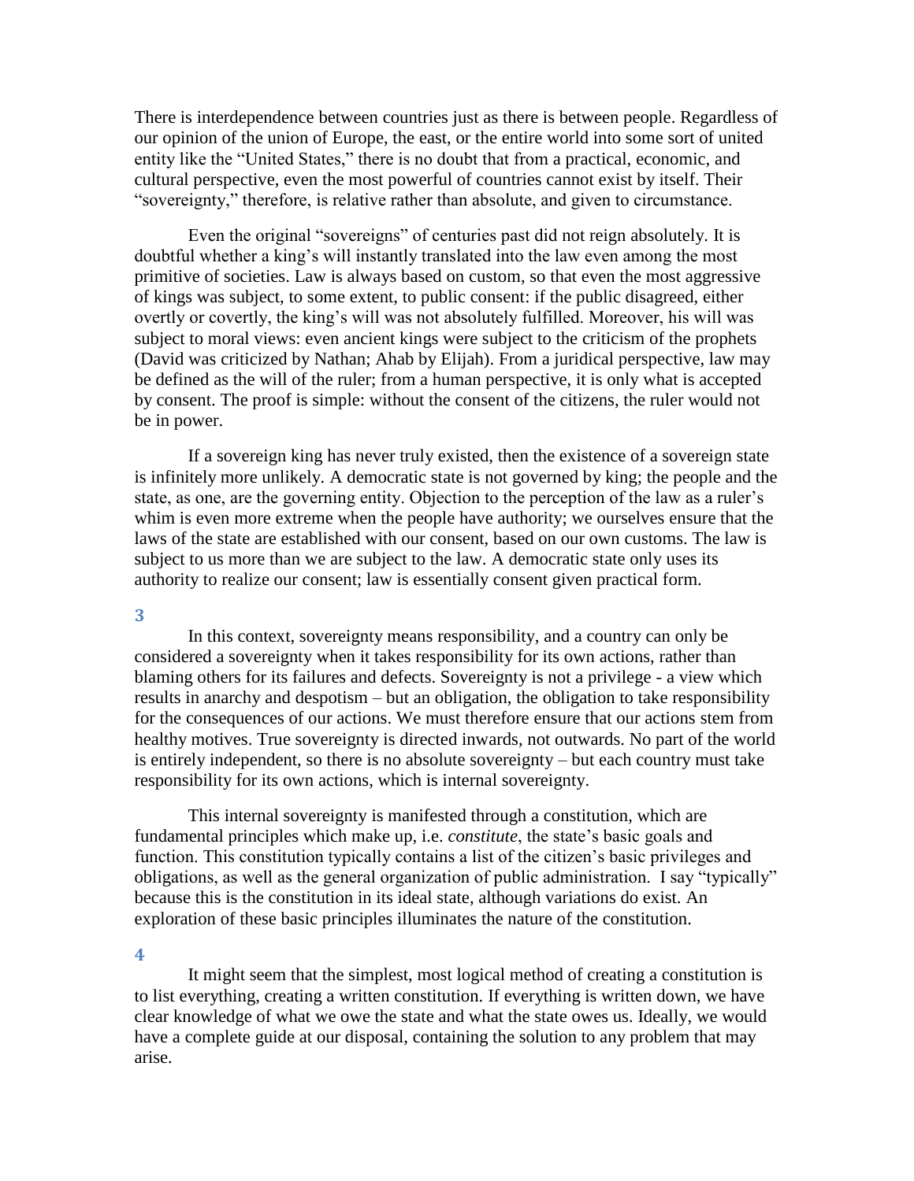There is interdependence between countries just as there is between people. Regardless of our opinion of the union of Europe, the east, or the entire world into some sort of united entity like the "United States," there is no doubt that from a practical, economic, and cultural perspective, even the most powerful of countries cannot exist by itself. Their "sovereignty," therefore, is relative rather than absolute, and given to circumstance.

Even the original "sovereigns" of centuries past did not reign absolutely. It is doubtful whether a king's will instantly translated into the law even among the most primitive of societies. Law is always based on custom, so that even the most aggressive of kings was subject, to some extent, to public consent: if the public disagreed, either overtly or covertly, the king's will was not absolutely fulfilled. Moreover, his will was subject to moral views: even ancient kings were subject to the criticism of the prophets (David was criticized by Nathan; Ahab by Elijah). From a juridical perspective, law may be defined as the will of the ruler; from a human perspective, it is only what is accepted by consent. The proof is simple: without the consent of the citizens, the ruler would not be in power.

If a sovereign king has never truly existed, then the existence of a sovereign state is infinitely more unlikely. A democratic state is not governed by king; the people and the state, as one, are the governing entity. Objection to the perception of the law as a ruler's whim is even more extreme when the people have authority; we ourselves ensure that the laws of the state are established with our consent, based on our own customs. The law is subject to us more than we are subject to the law. A democratic state only uses its authority to realize our consent; law is essentially consent given practical form.

### 3

In this context, sovereignty means responsibility, and a country can only be considered a sovereignty when it takes responsibility for its own actions, rather than blaming others for its failures and defects. Sovereignty is not a privilege - a view which results in anarchy and despotism – but an obligation, the obligation to take responsibility for the consequences of our actions. We must therefore ensure that our actions stem from healthy motives. True sovereignty is directed inwards, not outwards. No part of the world is entirely independent, so there is no absolute sovereignty – but each country must take responsibility for its own actions, which is internal sovereignty.

This internal sovereignty is manifested through a constitution, which are fundamental principles which make up, i.e. *constitute*, the state's basic goals and function. This constitution typically contains a list of the citizen's basic privileges and obligations, as well as the general organization of public administration. I say "typically" because this is the constitution in its ideal state, although variations do exist. An exploration of these basic principles illuminates the nature of the constitution.

### 4

It might seem that the simplest, most logical method of creating a constitution is to list everything, creating a written constitution. If everything is written down, we have clear knowledge of what we owe the state and what the state owes us. Ideally, we would have a complete guide at our disposal, containing the solution to any problem that may arise.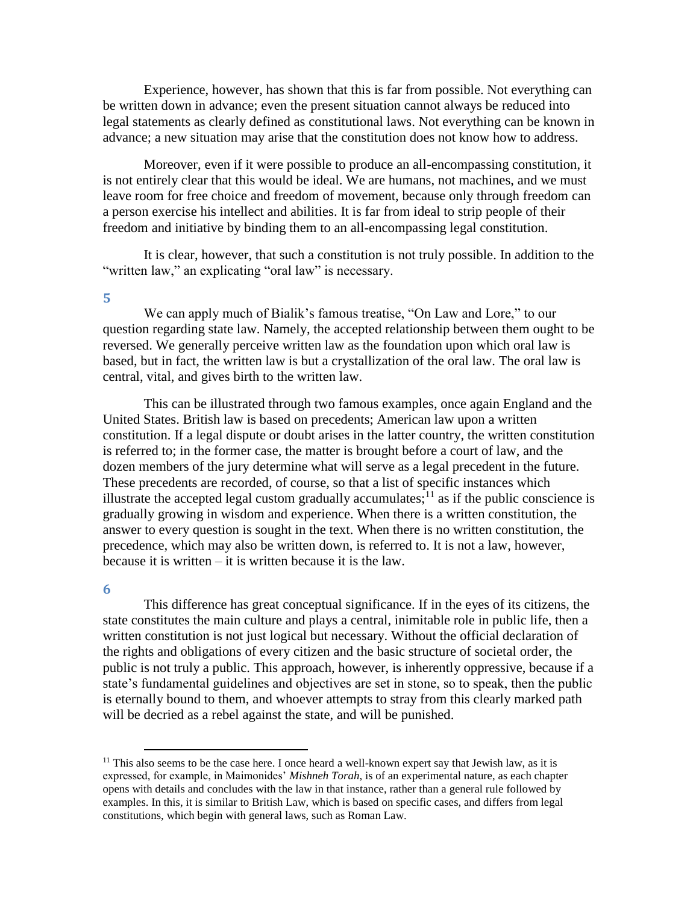Experience, however, has shown that this is far from possible. Not everything can be written down in advance; even the present situation cannot always be reduced into legal statements as clearly defined as constitutional laws. Not everything can be known in advance; a new situation may arise that the constitution does not know how to address.

Moreover, even if it were possible to produce an all-encompassing constitution, it is not entirely clear that this would be ideal. We are humans, not machines, and we must leave room for free choice and freedom of movement, because only through freedom can a person exercise his intellect and abilities. It is far from ideal to strip people of their freedom and initiative by binding them to an all-encompassing legal constitution.

It is clear, however, that such a constitution is not truly possible. In addition to the "written law," an explicating "oral law" is necessary.

### 5

We can apply much of Bialik's famous treatise, "On Law and Lore," to our question regarding state law. Namely, the accepted relationship between them ought to be reversed. We generally perceive written law as the foundation upon which oral law is based, but in fact, the written law is but a crystallization of the oral law. The oral law is central, vital, and gives birth to the written law.

This can be illustrated through two famous examples, once again England and the United States. British law is based on precedents; American law upon a written constitution. If a legal dispute or doubt arises in the latter country, the written constitution is referred to; in the former case, the matter is brought before a court of law, and the dozen members of the jury determine what will serve as a legal precedent in the future. These precedents are recorded, of course, so that a list of specific instances which illustrate the accepted legal custom gradually accumulates;[11] as if the public conscience is gradually growing in wisdom and experience. When there is a written constitution, the answer to every question is sought in the text. When there is no written constitution, the precedence, which may also be written down, is referred to. It is not a law, however, because it is written – it is written because it is the law.

### 6

This difference has great conceptual significance. If in the eyes of its citizens, the state constitutes the main culture and plays a central, inimitable role in public life, then a written constitution is not just logical but necessary. Without the official declaration of the rights and obligations of every citizen and the basic structure of societal order, the public is not truly a public. This approach, however, is inherently oppressive, because if a state's fundamental guidelines and objectives are set in stone, so to speak, then the public is eternally bound to them, and whoever attempts to stray from this clearly marked path will be decried as a rebel against the state, and will be punished.

---

[11] This also seems to be the case here. I once heard a well-known expert say that Jewish law, as it is expressed, for example, in Maimonides' *Mishneh Torah*, is of an experimental nature, as each chapter opens with details and concludes with the law in that instance, rather than a general rule followed by examples. In this, it is similar to British Law, which is based on specific cases, and differs from legal constitutions, which begin with general laws, such as Roman Law.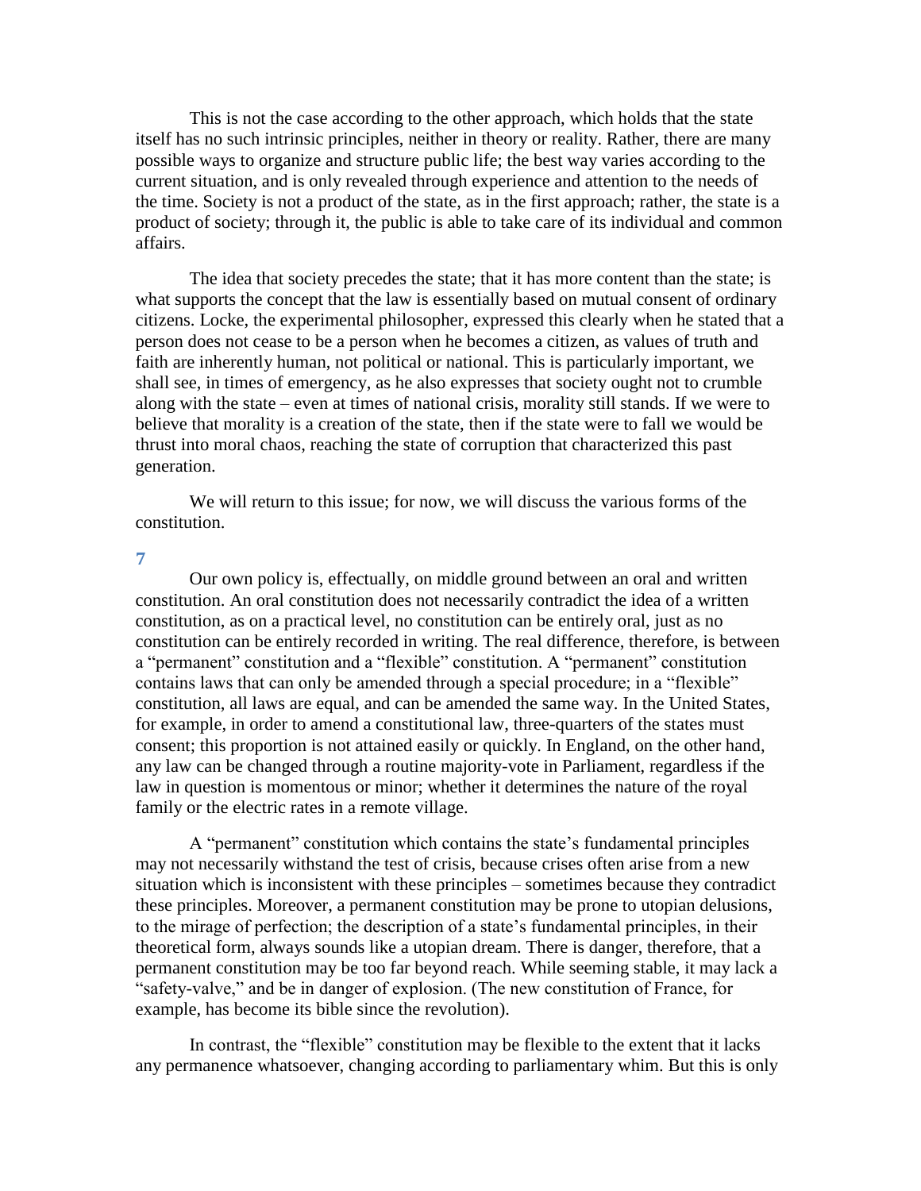This is not the case according to the other approach, which holds that the state itself has no such intrinsic principles, neither in theory or reality. Rather, there are many possible ways to organize and structure public life; the best way varies according to the current situation, and is only revealed through experience and attention to the needs of the time. Society is not a product of the state, as in the first approach; rather, the state is a product of society; through it, the public is able to take care of its individual and common affairs.

The idea that society precedes the state; that it has more content than the state; is what supports the concept that the law is essentially based on mutual consent of ordinary citizens. Locke, the experimental philosopher, expressed this clearly when he stated that a person does not cease to be a person when he becomes a citizen, as values of truth and faith are inherently human, not political or national. This is particularly important, we shall see, in times of emergency, as he also expresses that society ought not to crumble along with the state – even at times of national crisis, morality still stands. If we were to believe that morality is a creation of the state, then if the state were to fall we would be thrust into moral chaos, reaching the state of corruption that characterized this past generation.

We will return to this issue; for now, we will discuss the various forms of the constitution.

### 7

Our own policy is, effectually, on middle ground between an oral and written constitution. An oral constitution does not necessarily contradict the idea of a written constitution, as on a practical level, no constitution can be entirely oral, just as no constitution can be entirely recorded in writing. The real difference, therefore, is between a "permanent" constitution and a "flexible" constitution. A "permanent" constitution contains laws that can only be amended through a special procedure; in a "flexible" constitution, all laws are equal, and can be amended the same way. In the United States, for example, in order to amend a constitutional law, three-quarters of the states must consent; this proportion is not attained easily or quickly. In England, on the other hand, any law can be changed through a routine majority-vote in Parliament, regardless if the law in question is momentous or minor; whether it determines the nature of the royal family or the electric rates in a remote village.

A "permanent" constitution which contains the state's fundamental principles may not necessarily withstand the test of crisis, because crises often arise from a new situation which is inconsistent with these principles – sometimes because they contradict these principles. Moreover, a permanent constitution may be prone to utopian delusions, to the mirage of perfection; the description of a state's fundamental principles, in their theoretical form, always sounds like a utopian dream. There is danger, therefore, that a permanent constitution may be too far beyond reach. While seeming stable, it may lack a "safety-valve," and be in danger of explosion. (The new constitution of France, for example, has become its bible since the revolution).

In contrast, the "flexible" constitution may be flexible to the extent that it lacks any permanence whatsoever, changing according to parliamentary whim. But this is only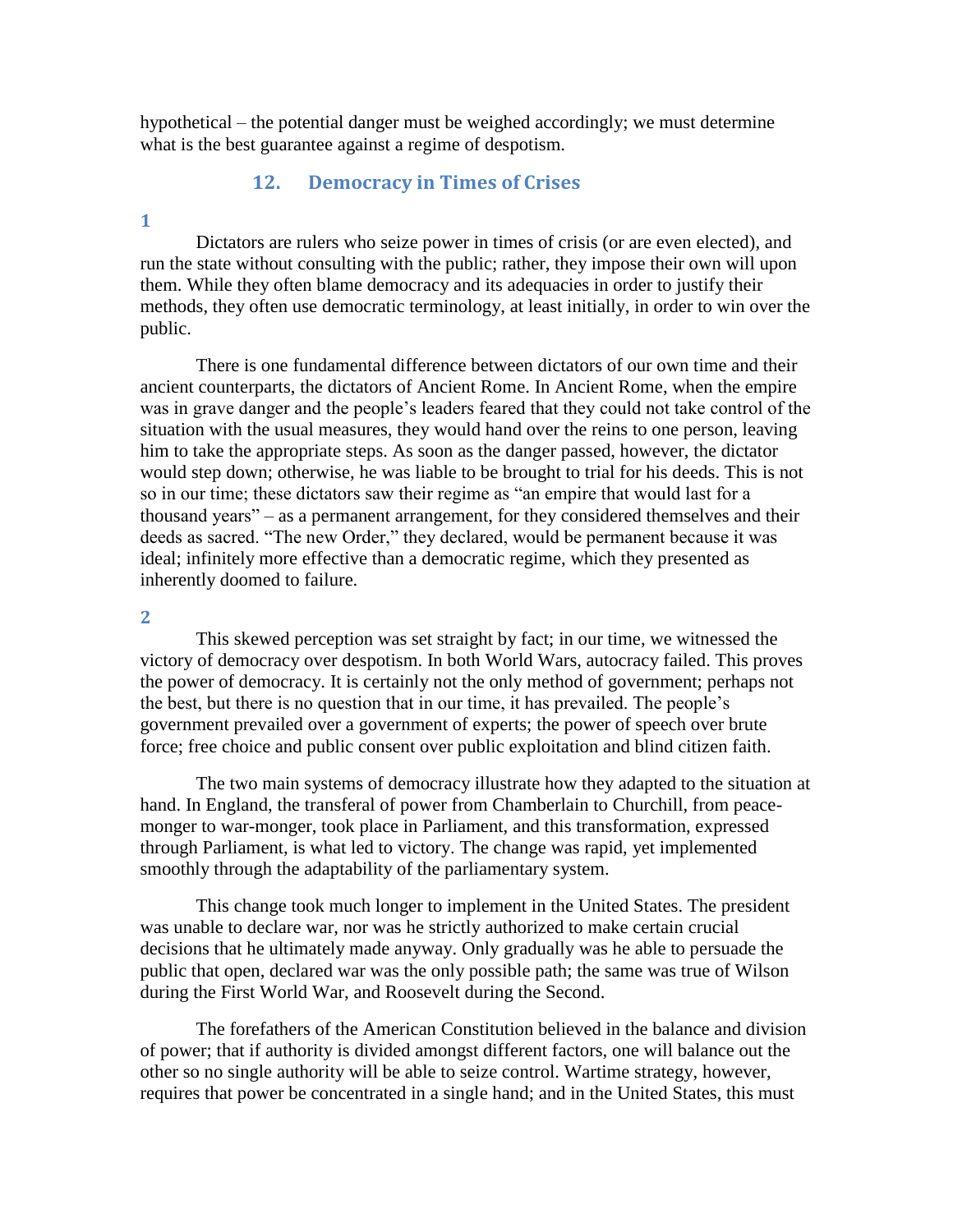hypothetical – the potential danger must be weighed accordingly; we must determine what is the best guarantee against a regime of despotism.

## 12. Democracy in Times of Crises

**1**

Dictators are rulers who seize power in times of crisis (or are even elected), and run the state without consulting with the public; rather, they impose their own will upon them. While they often blame democracy and its adequacies in order to justify their methods, they often use democratic terminology, at least initially, in order to win over the public.

There is one fundamental difference between dictators of our own time and their ancient counterparts, the dictators of Ancient Rome. In Ancient Rome, when the empire was in grave danger and the people's leaders feared that they could not take control of the situation with the usual measures, they would hand over the reins to one person, leaving him to take the appropriate steps. As soon as the danger passed, however, the dictator would step down; otherwise, he was liable to be brought to trial for his deeds. This is not so in our time; these dictators saw their regime as "an empire that would last for a thousand years" – as a permanent arrangement, for they considered themselves and their deeds as sacred. "The new Order," they declared, would be permanent because it was ideal; infinitely more effective than a democratic regime, which they presented as inherently doomed to failure.

**2**

This skewed perception was set straight by fact; in our time, we witnessed the victory of democracy over despotism. In both World Wars, autocracy failed. This proves the power of democracy. It is certainly not the only method of government; perhaps not the best, but there is no question that in our time, it has prevailed. The people's government prevailed over a government of experts; the power of speech over brute force; free choice and public consent over public exploitation and blind citizen faith.

The two main systems of democracy illustrate how they adapted to the situation at hand. In England, the transferal of power from Chamberlain to Churchill, from peace-monger to war-monger, took place in Parliament, and this transformation, expressed through Parliament, is what led to victory. The change was rapid, yet implemented smoothly through the adaptability of the parliamentary system.

This change took much longer to implement in the United States. The president was unable to declare war, nor was he strictly authorized to make certain crucial decisions that he ultimately made anyway. Only gradually was he able to persuade the public that open, declared war was the only possible path; the same was true of Wilson during the First World War, and Roosevelt during the Second.

The forefathers of the American Constitution believed in the balance and division of power; that if authority is divided amongst different factors, one will balance out the other so no single authority will be able to seize control. Wartime strategy, however, requires that power be concentrated in a single hand; and in the United States, this must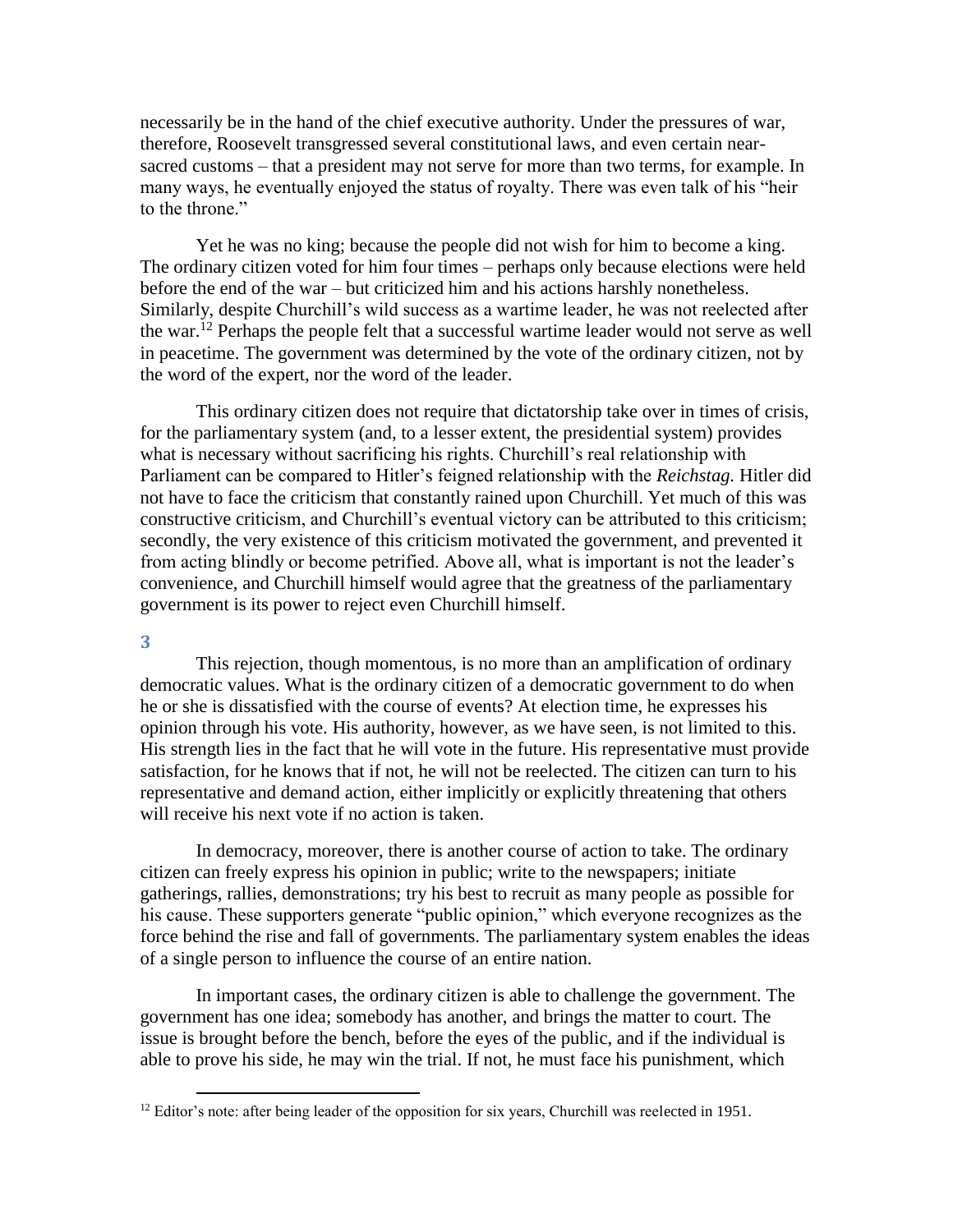necessarily be in the hand of the chief executive authority. Under the pressures of war, therefore, Roosevelt transgressed several constitutional laws, and even certain near-sacred customs – that a president may not serve for more than two terms, for example. In many ways, he eventually enjoyed the status of royalty. There was even talk of his "heir to the throne."

Yet he was no king; because the people did not wish for him to become a king. The ordinary citizen voted for him four times – perhaps only because elections were held before the end of the war – but criticized him and his actions harshly nonetheless. Similarly, despite Churchill's wild success as a wartime leader, he was not reelected after the war.[12] Perhaps the people felt that a successful wartime leader would not serve as well in peacetime. The government was determined by the vote of the ordinary citizen, not by the word of the expert, nor the word of the leader.

This ordinary citizen does not require that dictatorship take over in times of crisis, for the parliamentary system (and, to a lesser extent, the presidential system) provides what is necessary without sacrificing his rights. Churchill's real relationship with Parliament can be compared to Hitler's feigned relationship with the *Reichstag.* Hitler did not have to face the criticism that constantly rained upon Churchill. Yet much of this was constructive criticism, and Churchill's eventual victory can be attributed to this criticism; secondly, the very existence of this criticism motivated the government, and prevented it from acting blindly or become petrified. Above all, what is important is not the leader's convenience, and Churchill himself would agree that the greatness of the parliamentary government is its power to reject even Churchill himself.

## 3

This rejection, though momentous, is no more than an amplification of ordinary democratic values. What is the ordinary citizen of a democratic government to do when he or she is dissatisfied with the course of events? At election time, he expresses his opinion through his vote. His authority, however, as we have seen, is not limited to this. His strength lies in the fact that he will vote in the future. His representative must provide satisfaction, for he knows that if not, he will not be reelected. The citizen can turn to his representative and demand action, either implicitly or explicitly threatening that others will receive his next vote if no action is taken.

In democracy, moreover, there is another course of action to take. The ordinary citizen can freely express his opinion in public; write to the newspapers; initiate gatherings, rallies, demonstrations; try his best to recruit as many people as possible for his cause. These supporters generate "public opinion," which everyone recognizes as the force behind the rise and fall of governments. The parliamentary system enables the ideas of a single person to influence the course of an entire nation.

In important cases, the ordinary citizen is able to challenge the government. The government has one idea; somebody has another, and brings the matter to court. The issue is brought before the bench, before the eyes of the public, and if the individual is able to prove his side, he may win the trial. If not, he must face his punishment, which

[12] Editor's note: after being leader of the opposition for six years, Churchill was reelected in 1951.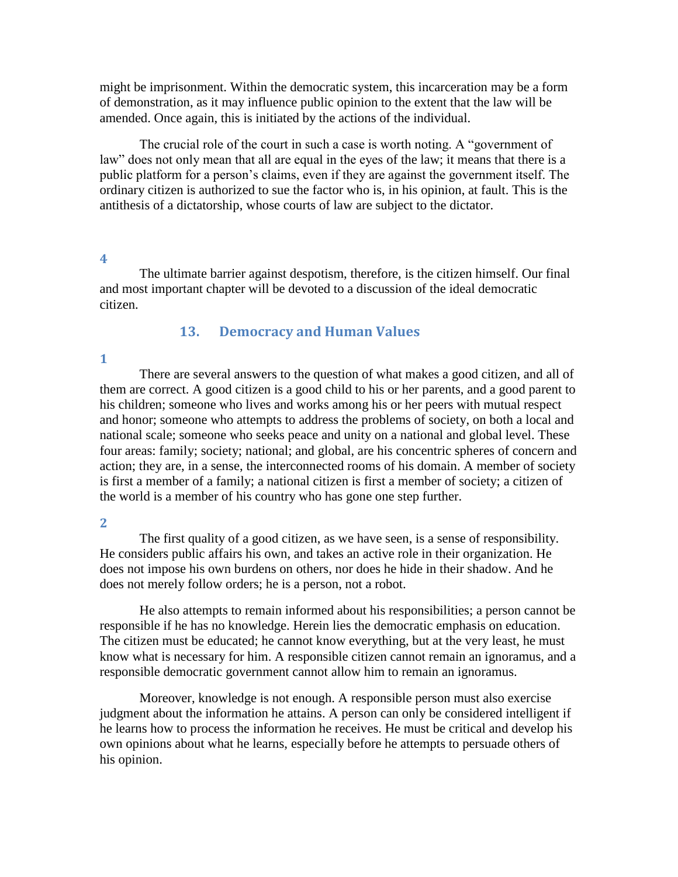might be imprisonment. Within the democratic system, this incarceration may be a form of demonstration, as it may influence public opinion to the extent that the law will be amended. Once again, this is initiated by the actions of the individual.

The crucial role of the court in such a case is worth noting. A "government of law" does not only mean that all are equal in the eyes of the law; it means that there is a public platform for a person's claims, even if they are against the government itself. The ordinary citizen is authorized to sue the factor who is, in his opinion, at fault. This is the antithesis of a dictatorship, whose courts of law are subject to the dictator.

**4**

The ultimate barrier against despotism, therefore, is the citizen himself. Our final and most important chapter will be devoted to a discussion of the ideal democratic citizen.

## 13. Democracy and Human Values

**1**

There are several answers to the question of what makes a good citizen, and all of them are correct. A good citizen is a good child to his or her parents, and a good parent to his children; someone who lives and works among his or her peers with mutual respect and honor; someone who attempts to address the problems of society, on both a local and national scale; someone who seeks peace and unity on a national and global level. These four areas: family; society; national; and global, are his concentric spheres of concern and action; they are, in a sense, the interconnected rooms of his domain. A member of society is first a member of a family; a national citizen is first a member of society; a citizen of the world is a member of his country who has gone one step further.

**2**

The first quality of a good citizen, as we have seen, is a sense of responsibility. He considers public affairs his own, and takes an active role in their organization. He does not impose his own burdens on others, nor does he hide in their shadow. And he does not merely follow orders; he is a person, not a robot.

He also attempts to remain informed about his responsibilities; a person cannot be responsible if he has no knowledge. Herein lies the democratic emphasis on education. The citizen must be educated; he cannot know everything, but at the very least, he must know what is necessary for him. A responsible citizen cannot remain an ignoramus, and a responsible democratic government cannot allow him to remain an ignoramus.

Moreover, knowledge is not enough. A responsible person must also exercise judgment about the information he attains. A person can only be considered intelligent if he learns how to process the information he receives. He must be critical and develop his own opinions about what he learns, especially before he attempts to persuade others of his opinion.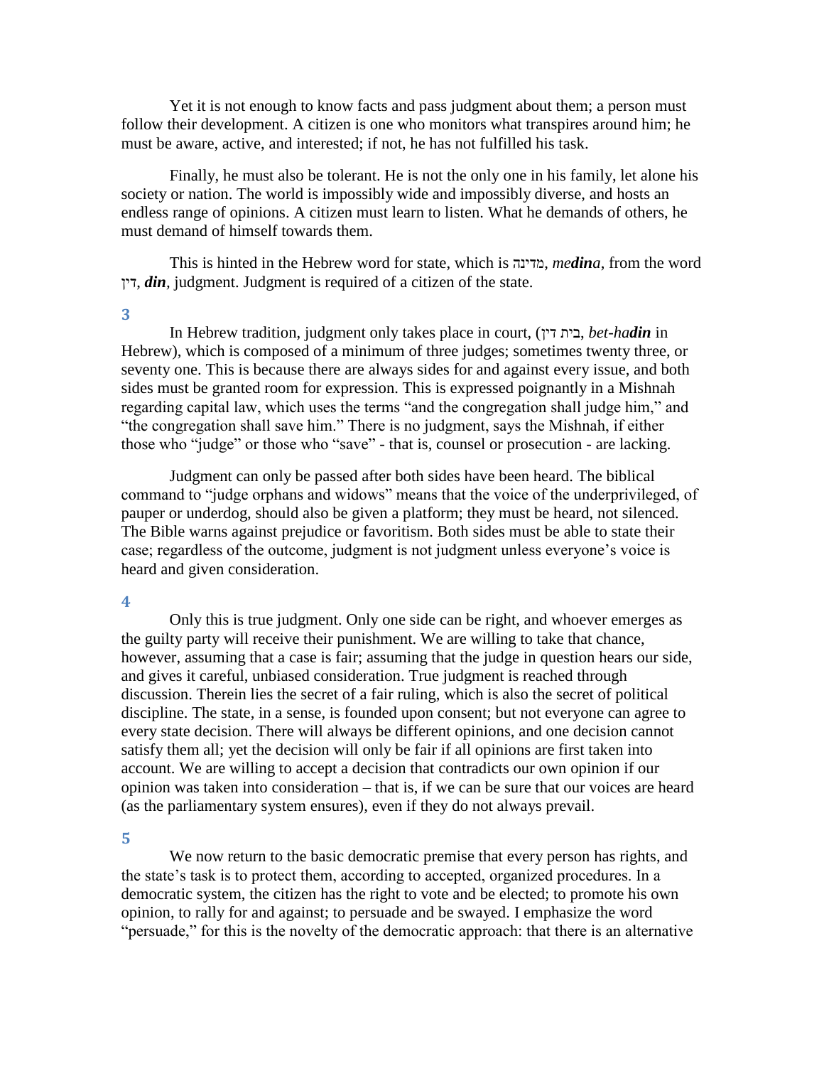Yet it is not enough to know facts and pass judgment about them; a person must follow their development. A citizen is one who monitors what transpires around him; he must be aware, active, and interested; if not, he has not fulfilled his task.

Finally, he must also be tolerant. He is not the only one in his family, let alone his society or nation. The world is impossibly wide and impossibly diverse, and hosts an endless range of opinions. A citizen must learn to listen. What he demands of others, he must demand of himself towards them.

This is hinted in the Hebrew word for state, which is מדינה, *me**din**a*, from the word דין, ***din***, judgment. Judgment is required of a citizen of the state.

**3**

In Hebrew tradition, judgment only takes place in court, (בית דין, *bet-ha**din*** in Hebrew), which is composed of a minimum of three judges; sometimes twenty three, or seventy one. This is because there are always sides for and against every issue, and both sides must be granted room for expression. This is expressed poignantly in a Mishnah regarding capital law, which uses the terms "and the congregation shall judge him," and "the congregation shall save him." There is no judgment, says the Mishnah, if either those who "judge" or those who "save" - that is, counsel or prosecution - are lacking.

Judgment can only be passed after both sides have been heard. The biblical command to "judge orphans and widows" means that the voice of the underprivileged, of pauper or underdog, should also be given a platform; they must be heard, not silenced. The Bible warns against prejudice or favoritism. Both sides must be able to state their case; regardless of the outcome, judgment is not judgment unless everyone's voice is heard and given consideration.

**4**

Only this is true judgment. Only one side can be right, and whoever emerges as the guilty party will receive their punishment. We are willing to take that chance, however, assuming that a case is fair; assuming that the judge in question hears our side, and gives it careful, unbiased consideration. True judgment is reached through discussion. Therein lies the secret of a fair ruling, which is also the secret of political discipline. The state, in a sense, is founded upon consent; but not everyone can agree to every state decision. There will always be different opinions, and one decision cannot satisfy them all; yet the decision will only be fair if all opinions are first taken into account. We are willing to accept a decision that contradicts our own opinion if our opinion was taken into consideration – that is, if we can be sure that our voices are heard (as the parliamentary system ensures), even if they do not always prevail.

**5**

We now return to the basic democratic premise that every person has rights, and the state's task is to protect them, according to accepted, organized procedures. In a democratic system, the citizen has the right to vote and be elected; to promote his own opinion, to rally for and against; to persuade and be swayed. I emphasize the word "persuade," for this is the novelty of the democratic approach: that there is an alternative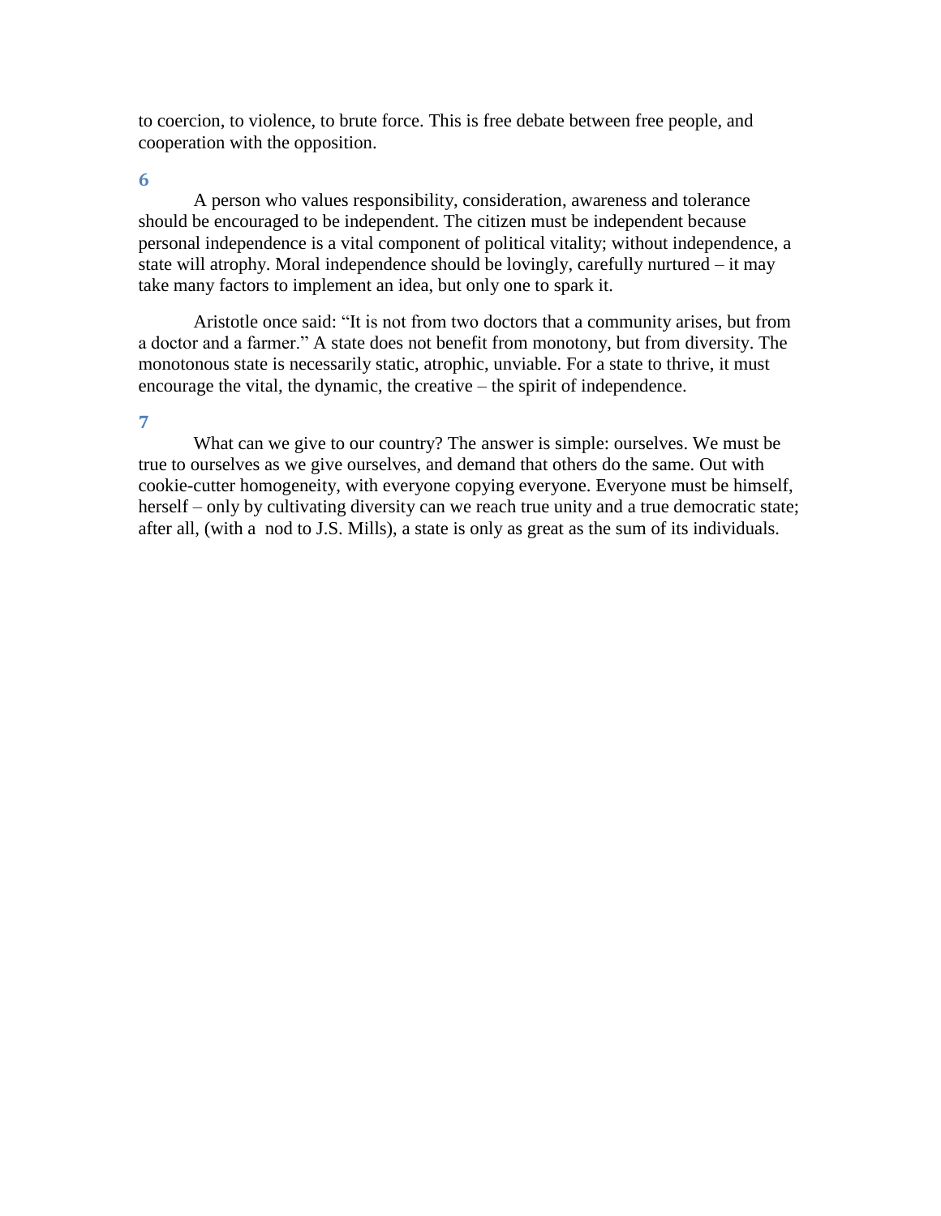to coercion, to violence, to brute force. This is free debate between free people, and cooperation with the opposition.

### 6

A person who values responsibility, consideration, awareness and tolerance should be encouraged to be independent. The citizen must be independent because personal independence is a vital component of political vitality; without independence, a state will atrophy. Moral independence should be lovingly, carefully nurtured – it may take many factors to implement an idea, but only one to spark it.

Aristotle once said: "It is not from two doctors that a community arises, but from a doctor and a farmer." A state does not benefit from monotony, but from diversity. The monotonous state is necessarily static, atrophic, unviable. For a state to thrive, it must encourage the vital, the dynamic, the creative – the spirit of independence.

### 7

What can we give to our country? The answer is simple: ourselves. We must be true to ourselves as we give ourselves, and demand that others do the same. Out with cookie-cutter homogeneity, with everyone copying everyone. Everyone must be himself, herself – only by cultivating diversity can we reach true unity and a true democratic state; after all, (with a  nod to J.S. Mills), a state is only as great as the sum of its individuals.